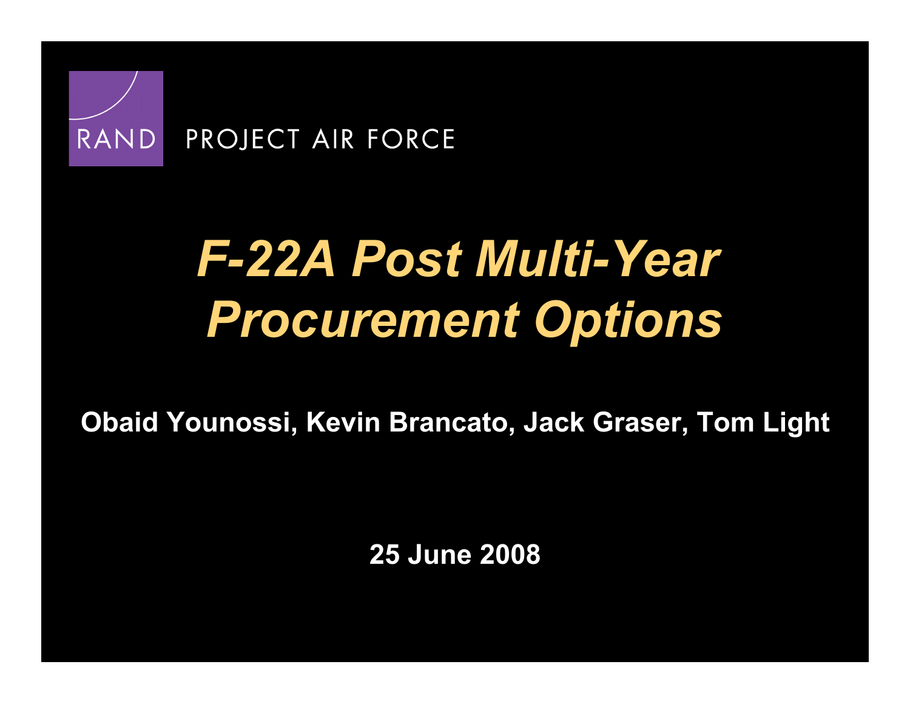RAND PROJECT AIR FORCE

# *F-22A Post Multi-Year Procurement Options*

**Obaid Younossi, Kevin Brancato, Jack Graser, Tom Light**

**25 June 2008**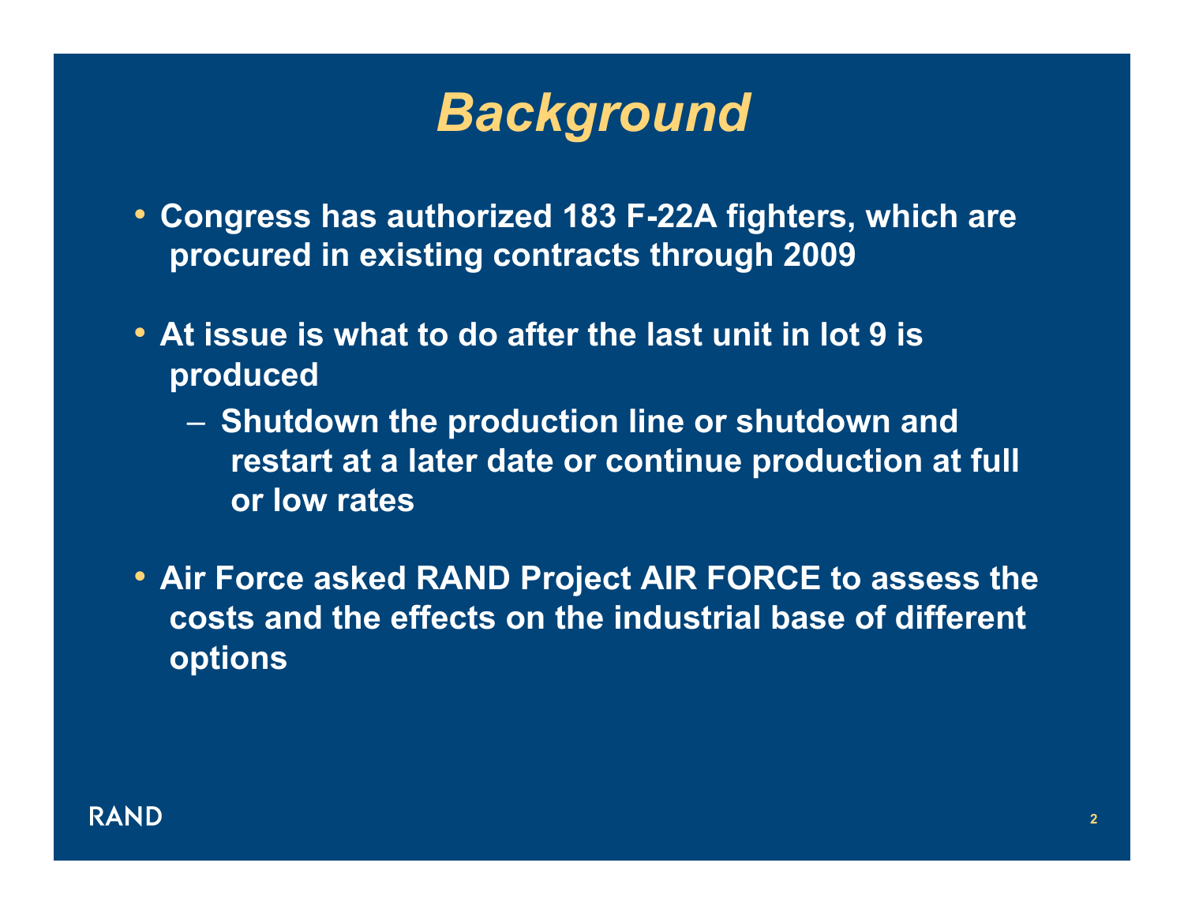# *Background*

- **Congress has authorized 183 F-22A fighters, which are procured in existing contracts through 2009**
- **At issue is what to do after the last unit in lot 9 is produced**
  - **Shutdown the production line or shutdown and restart at a later date or continue production at full or low rates**
- **Air Force asked RAND Project AIR FORCE to assess the costs and the effects on the industrial base of different options**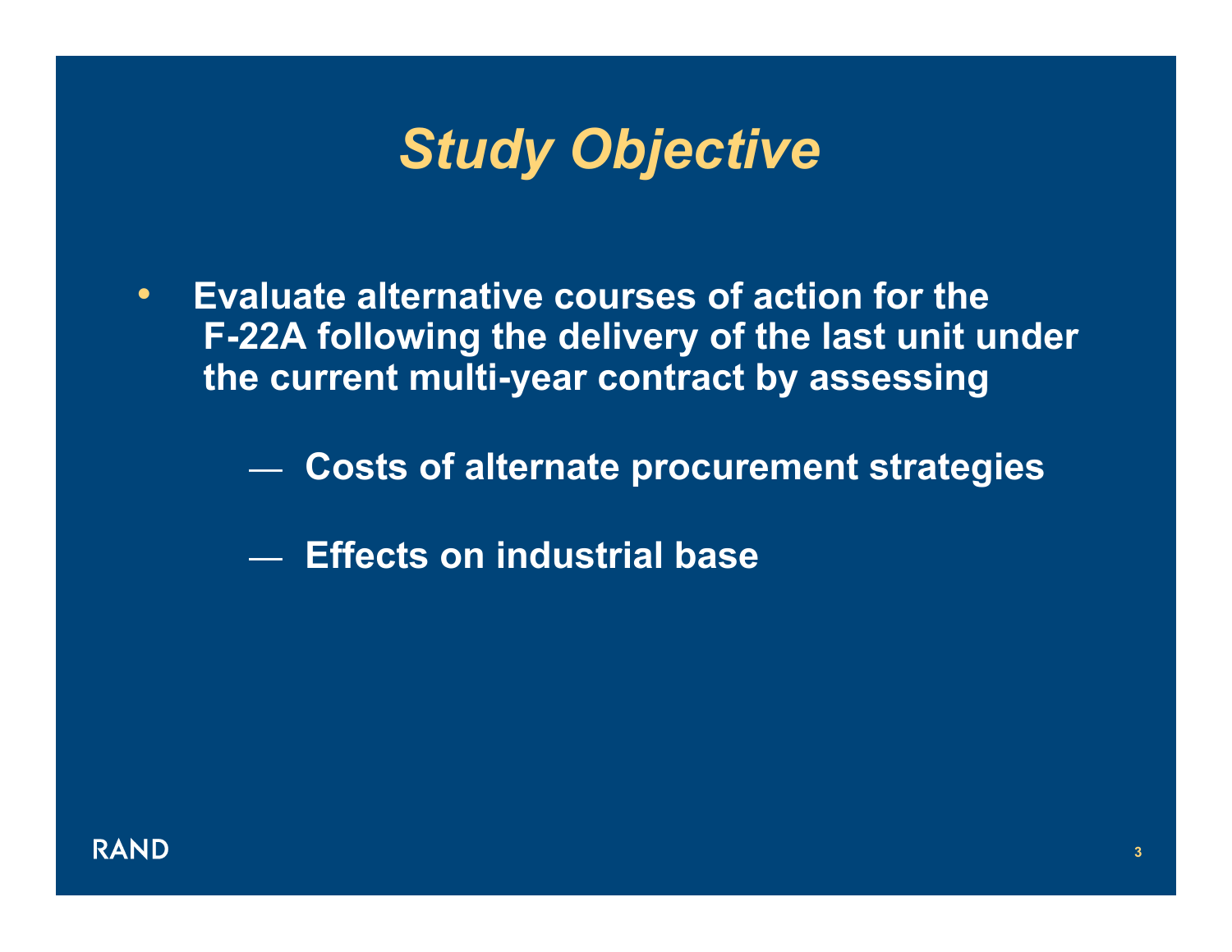# Study Objective

- **Evaluate alternative courses of action for the F-22A following the delivery of the last unit under the current multi-year contract by assessing**
  - **Costs of alternate procurement strategies**
  - **Effects on industrial base**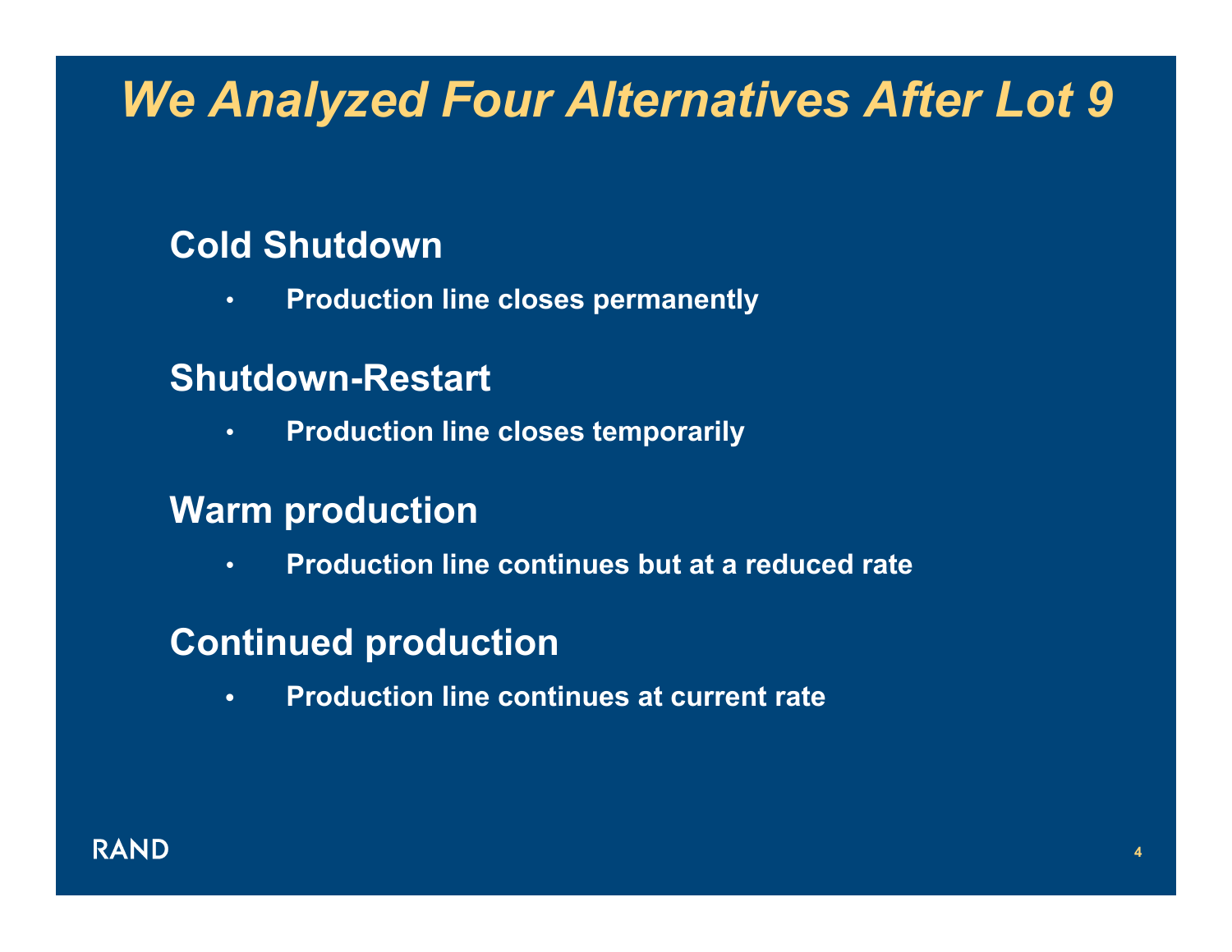# *We Analyzed Four Alternatives After Lot 9*

## Cold Shutdown

- **Production line closes permanently**

## Shutdown-Restart

- **Production line closes temporarily**

## Warm production

- **Production line continues but at a reduced rate**

## Continued production

- **Production line continues at current rate**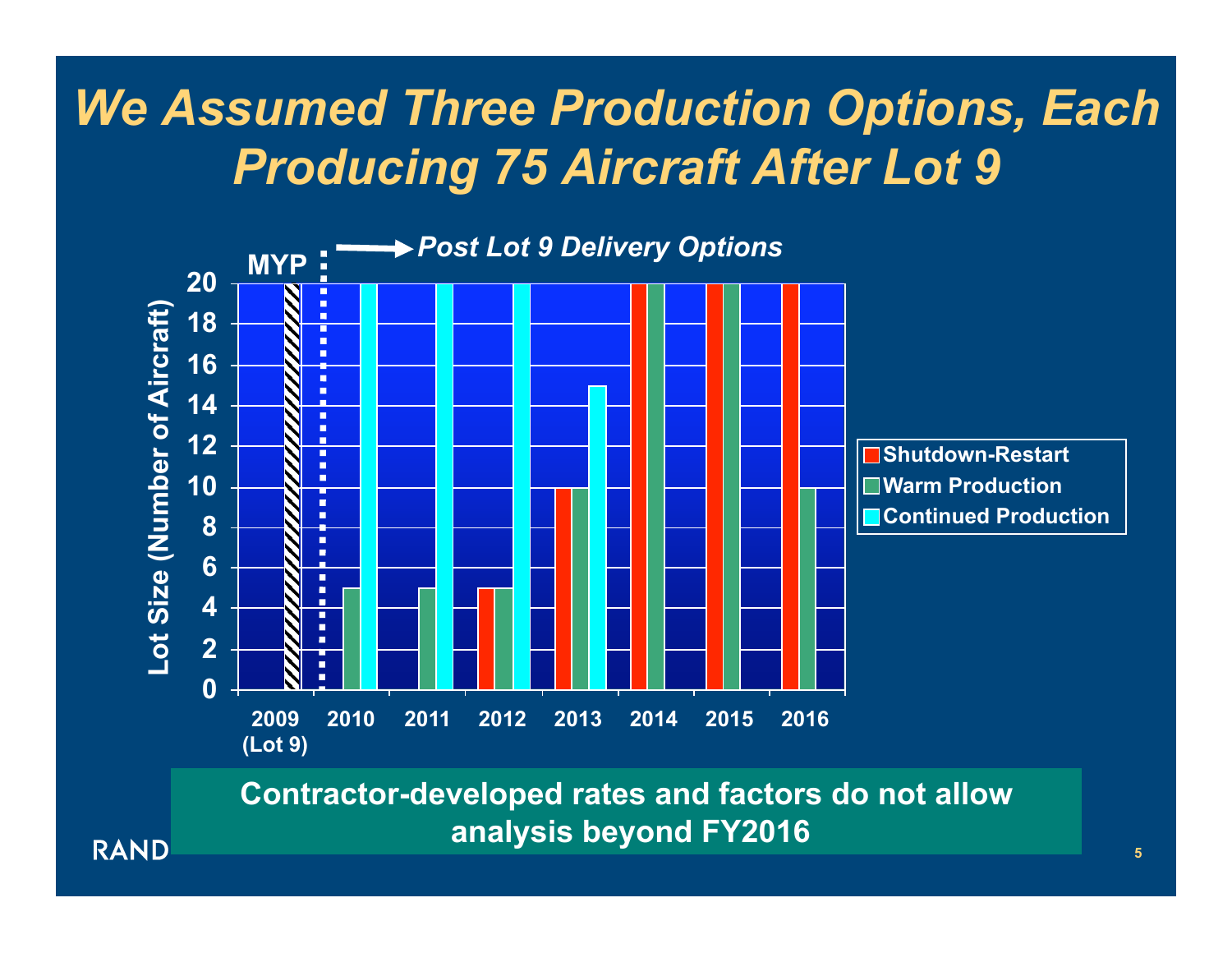# *We Assumed Three Production Options, Each Producing 75 Aircraft After Lot 9*

*Post Lot 9 Delivery Options*

MYP

| Year | MYP (Lot 9) | Shutdown-Restart | Warm Production | Continued Production |
|---|---|---|---|---|
| 2009 (Lot 9) | 20 | | | |
| 2010 | | | 5 | 20 |
| 2011 | | | 5 | 20 |
| 2012 | | 5 | 5 | 20 |
| 2013 | | 10 | 10 | 15 |
| 2014 | | 20 | 20 | |
| 2015 | | 20 | 20 | |
| 2016 | | 20 | 10 | |

Lot Size (Number of Aircraft)

**Contractor-developed rates and factors do not allow analysis beyond FY2016**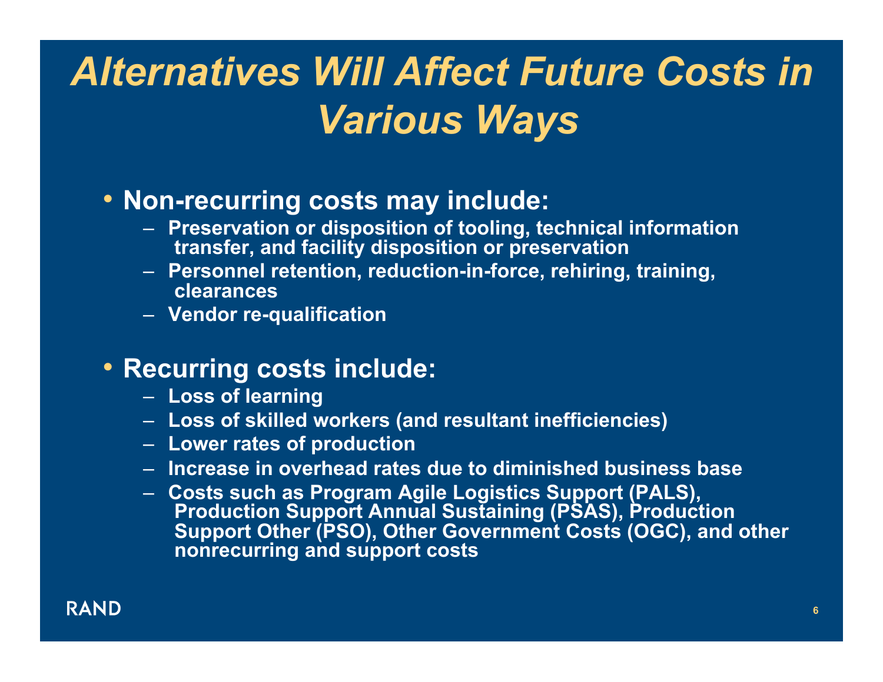# *Alternatives Will Affect Future Costs in Various Ways*

- **Non-recurring costs may include:**
  - **Preservation or disposition of tooling, technical information transfer, and facility disposition or preservation**
  - **Personnel retention, reduction-in-force, rehiring, training, clearances**
  - **Vendor re-qualification**

- **Recurring costs include:**
  - **Loss of learning**
  - **Loss of skilled workers (and resultant inefficiencies)**
  - **Lower rates of production**
  - **Increase in overhead rates due to diminished business base**
  - **Costs such as Program Agile Logistics Support (PALS), Production Support Annual Sustaining (PSAS), Production Support Other (PSO), Other Government Costs (OGC), and other nonrecurring and support costs**

RAND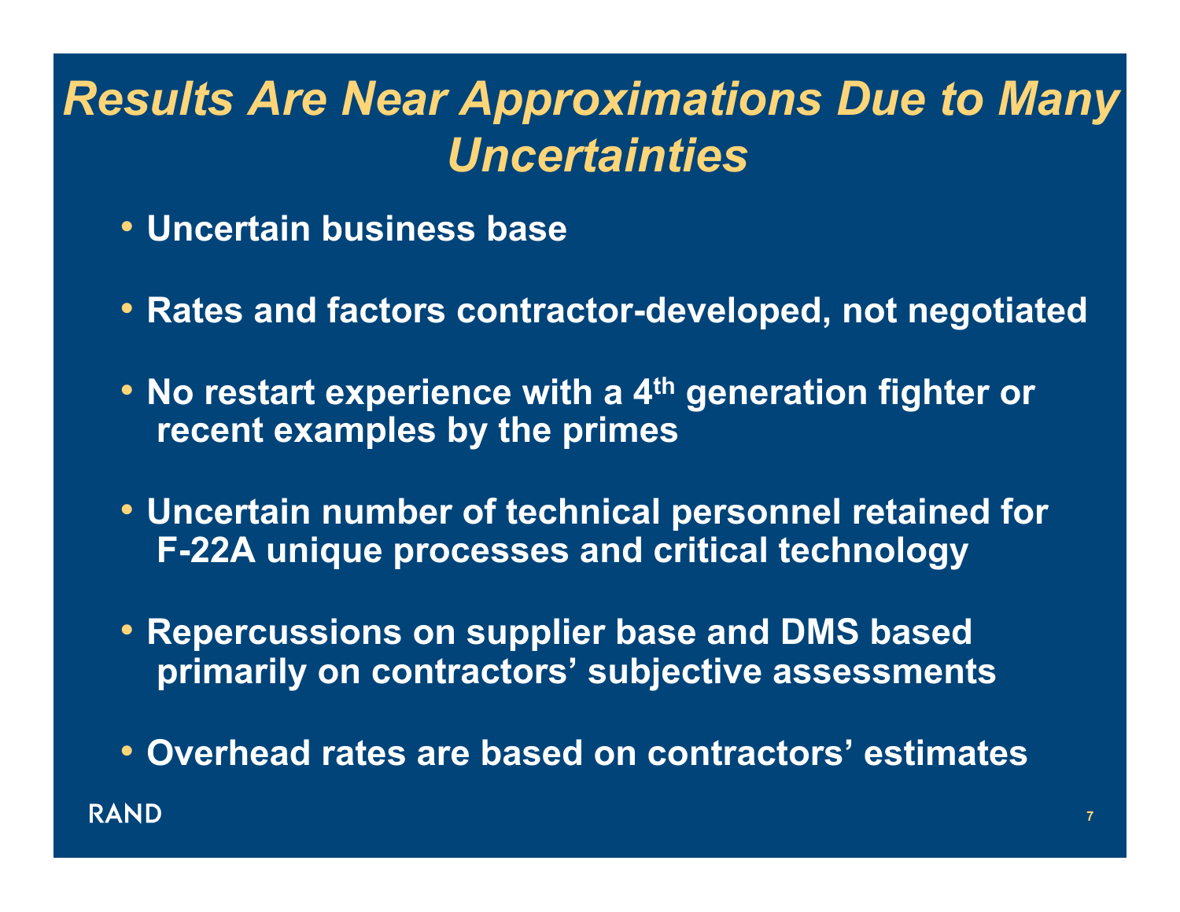# *Results Are Near Approximations Due to Many Uncertainties*

- Uncertain business base
- Rates and factors contractor-developed, not negotiated
- No restart experience with a 4th generation fighter or recent examples by the primes
- Uncertain number of technical personnel retained for F-22A unique processes and critical technology
- Repercussions on supplier base and DMS based primarily on contractors' subjective assessments
- Overhead rates are based on contractors' estimates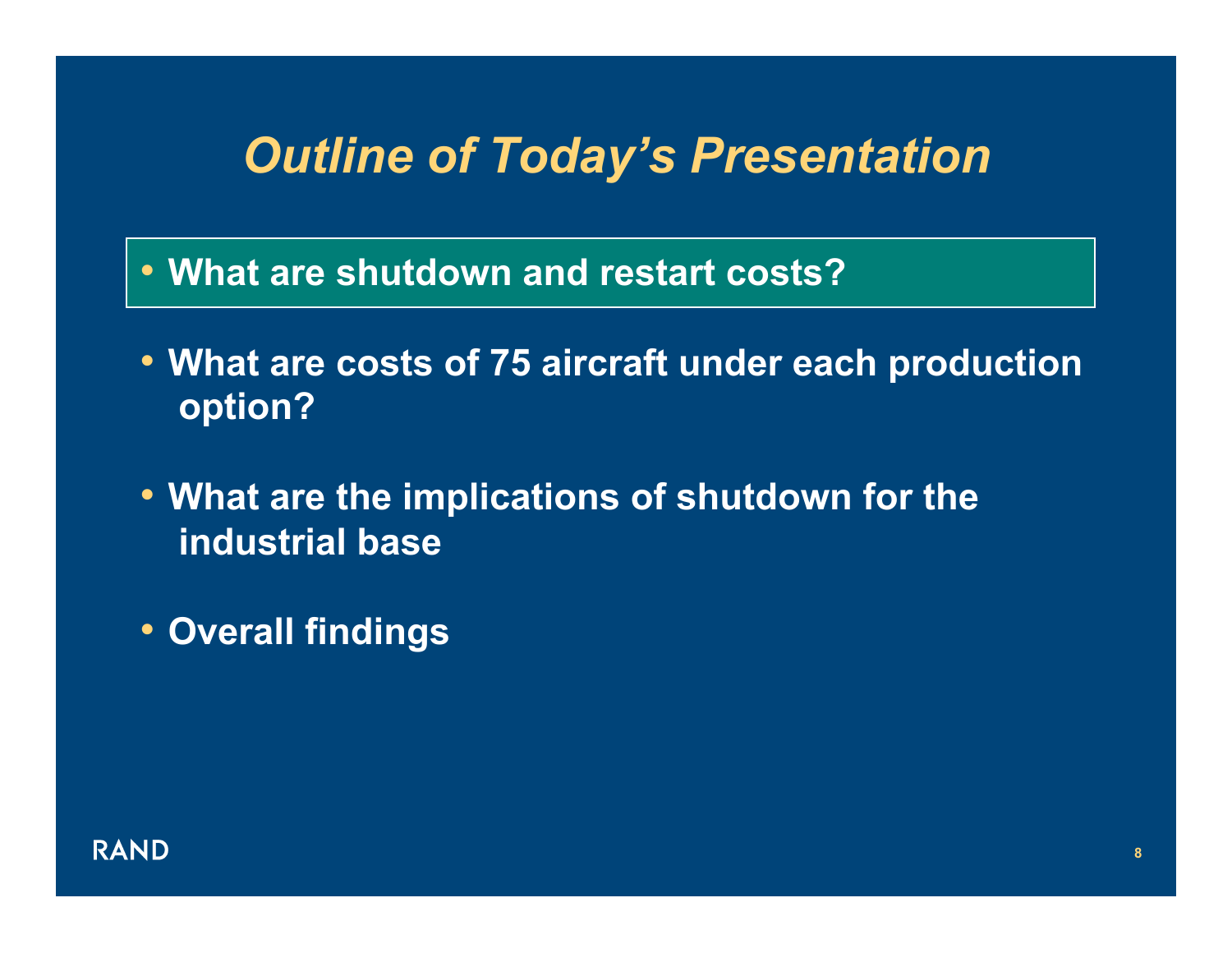# *Outline of Today's Presentation*

- **What are shutdown and restart costs?**
- **What are costs of 75 aircraft under each production option?**
- **What are the implications of shutdown for the industrial base**
- **Overall findings**

RAND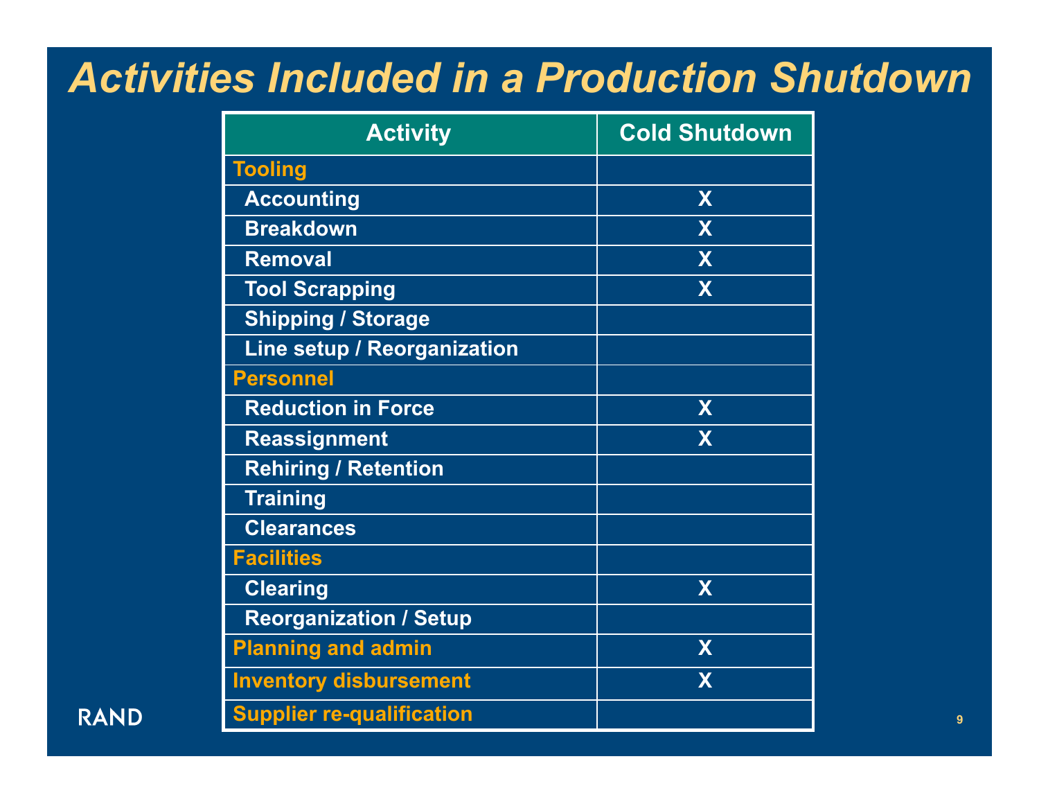# Activities Included in a Production Shutdown

| Activity | Cold Shutdown |
|---|---|
| **Tooling** | |
| Accounting | X |
| Breakdown | X |
| Removal | X |
| Tool Scrapping | X |
| Shipping / Storage | |
| Line setup / Reorganization | |
| **Personnel** | |
| Reduction in Force | X |
| Reassignment | X |
| Rehiring / Retention | |
| Training | |
| Clearances | |
| **Facilities** | |
| Clearing | X |
| Reorganization / Setup | |
| **Planning and admin** | X |
| **Inventory disbursement** | X |
| **Supplier re-qualification** | |

RAND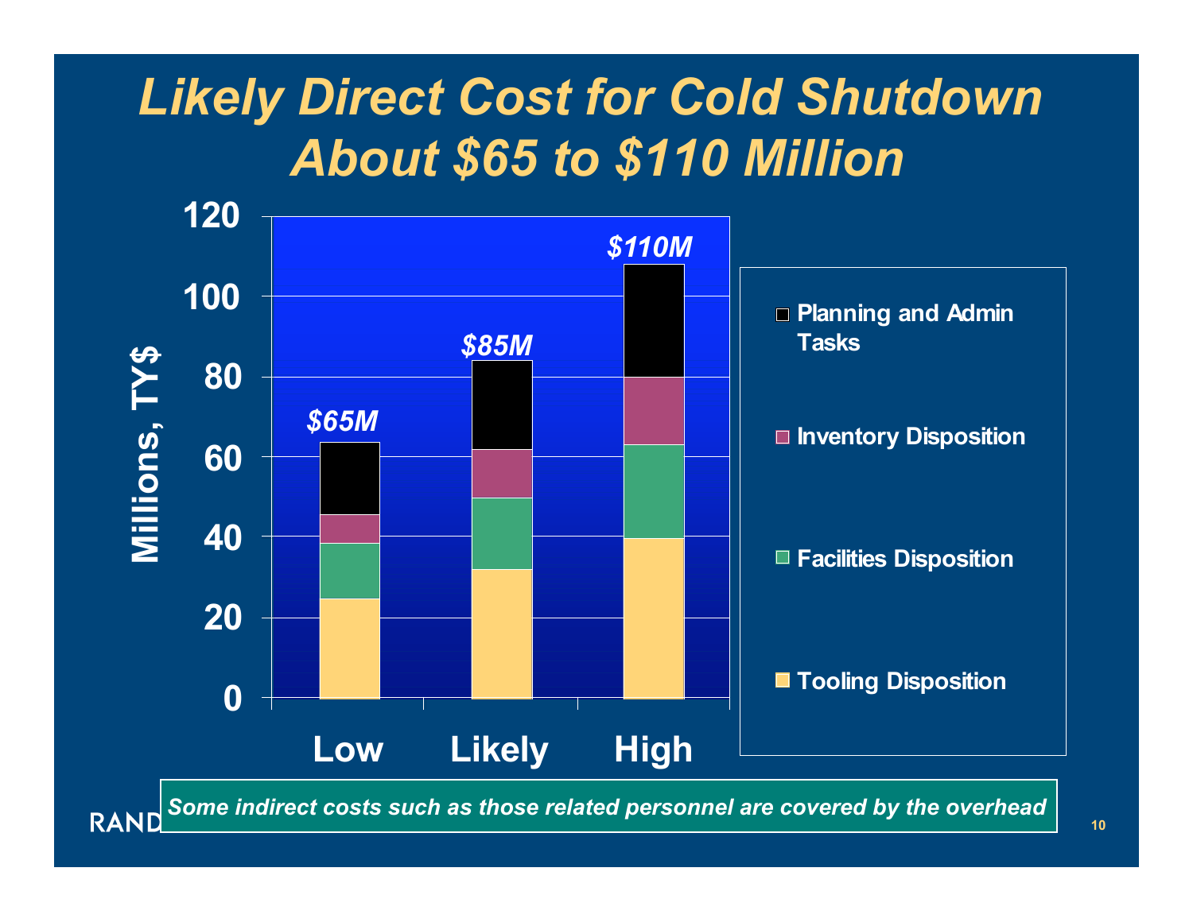# Likely Direct Cost for Cold Shutdown About $65 to $110 Million

120
100
80
60
40
20
0

Millions, TY$

$65M
$85M
$110M

Low
Likely
High

Planning and Admin Tasks
Inventory Disposition
Facilities Disposition
Tooling Disposition

*Some indirect costs such as those related personnel are covered by the overhead*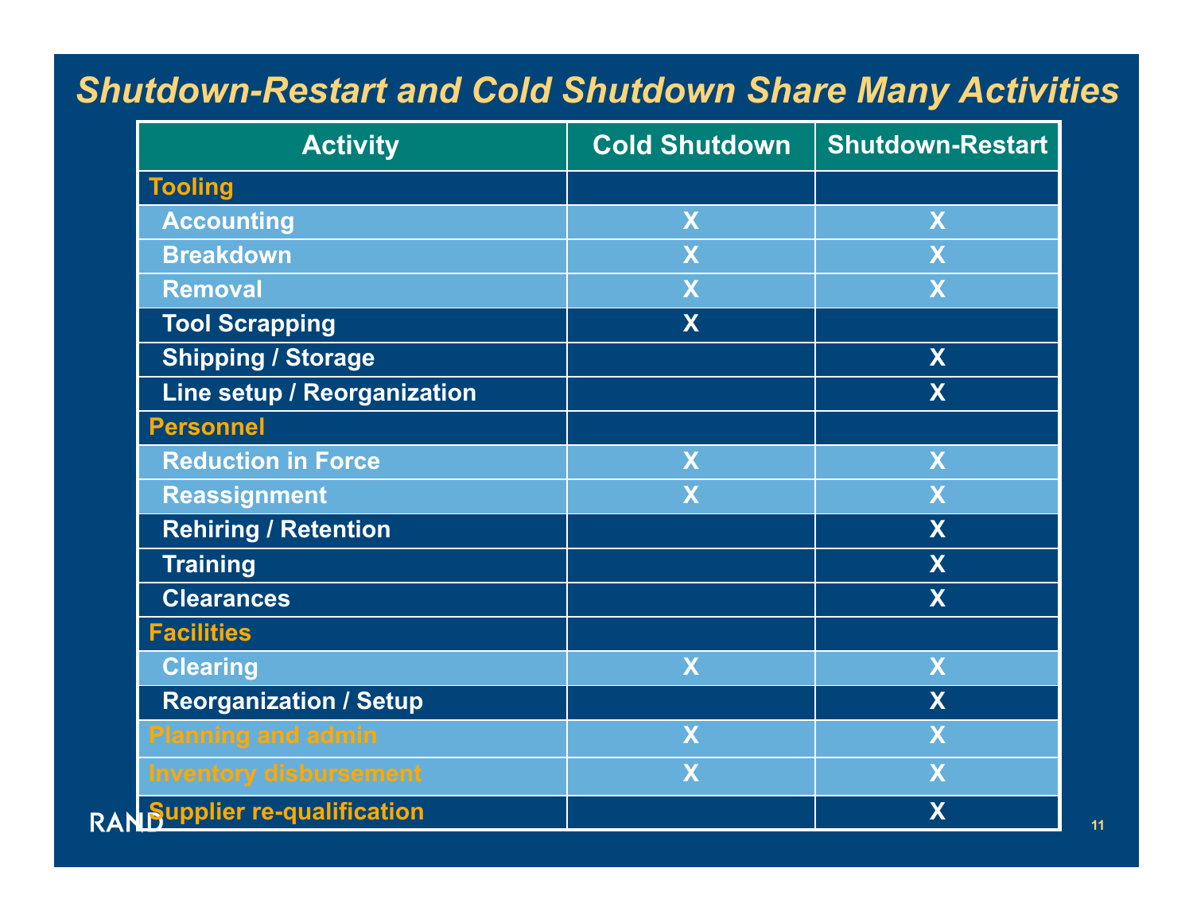# Shutdown-Restart and Cold Shutdown Share Many Activities

| Activity | Cold Shutdown | Shutdown-Restart |
|---|---|---|
| **Tooling** | | |
| Accounting | X | X |
| Breakdown | X | X |
| Removal | X | X |
| Tool Scrapping | X | |
| Shipping / Storage | | X |
| Line setup / Reorganization | | X |
| **Personnel** | | |
| Reduction in Force | X | X |
| Reassignment | X | X |
| Rehiring / Retention | | X |
| Training | | X |
| Clearances | | X |
| **Facilities** | | |
| Clearing | X | X |
| Reorganization / Setup | | X |
| **Planning and admin** | X | X |
| **Inventory disbursement** | X | X |
| **Supplier re-qualification** | | X |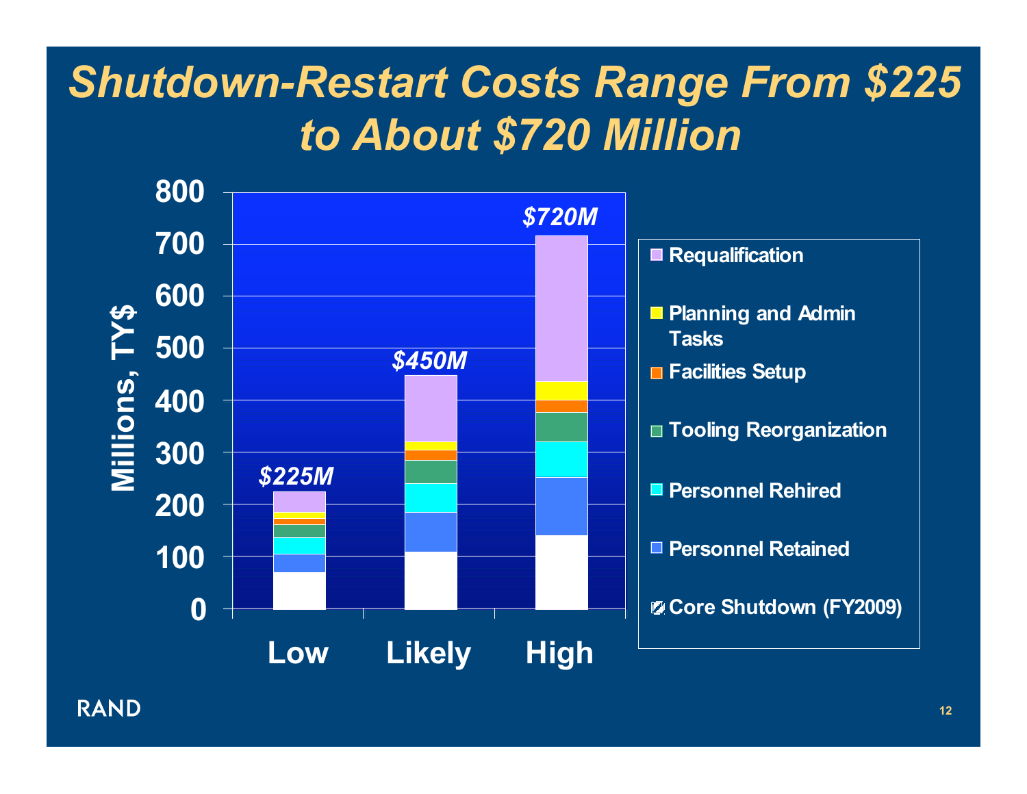# Shutdown-Restart Costs Range From $225 to About $720 Million

Millions, TY$

800
700
600
500
400
300
200
100
0

$225M
$450M
$720M

Low
Likely
High

- Requalification
- Planning and Admin Tasks
- Facilities Setup
- Tooling Reorganization
- Personnel Rehired
- Personnel Retained
- Core Shutdown (FY2009)

RAND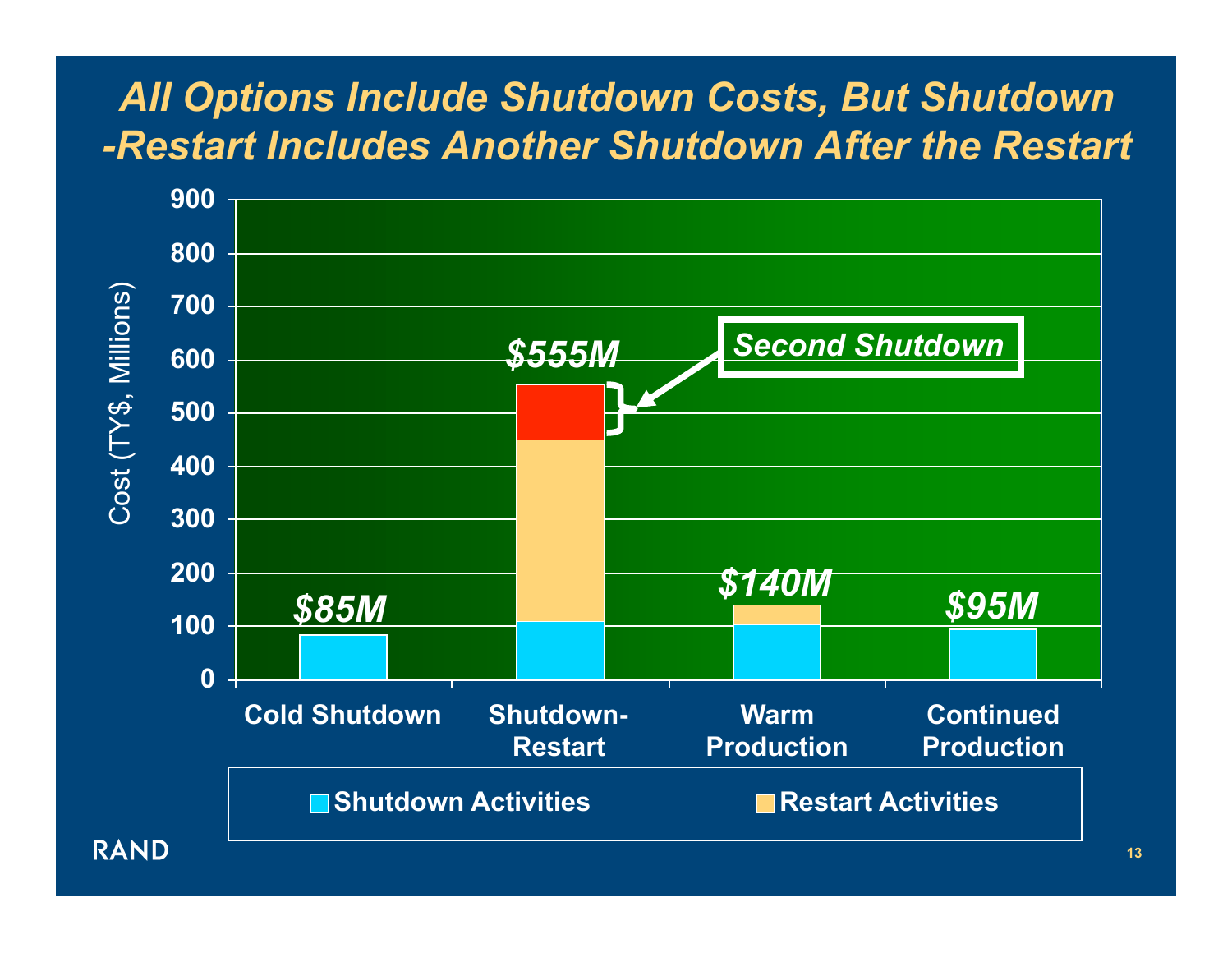# All Options Include Shutdown Costs, But Shutdown-Restart Includes Another Shutdown After the Restart

Cost (TY$, Millions)

| | Cold Shutdown | Shutdown-Restart | Warm Production | Continued Production |
|---|---|---|---|---|
| Total | $85M | $555M | $140M | $95M |

Second Shutdown

Legend: Shutdown Activities; Restart Activities

RAND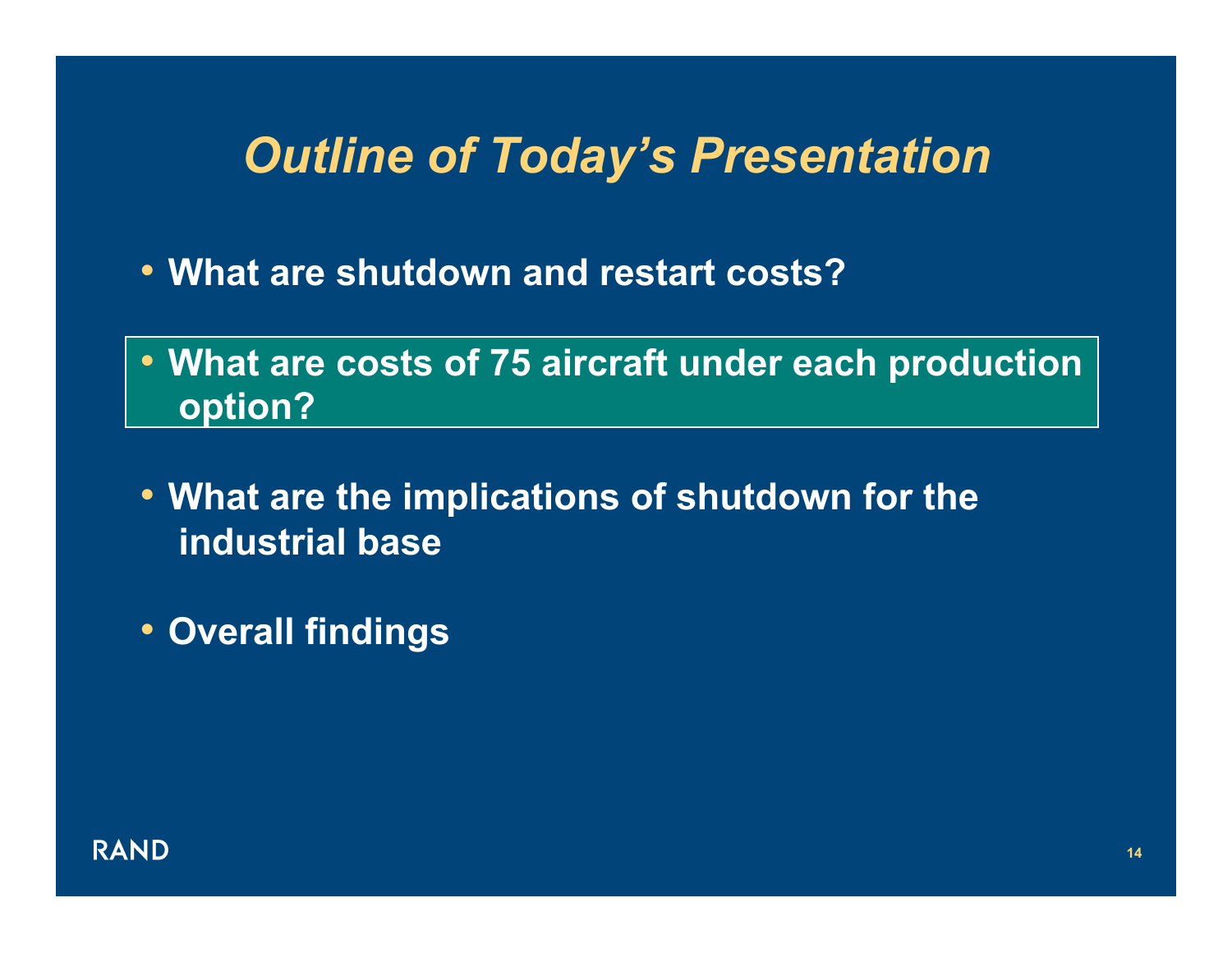# *Outline of Today's Presentation*

- What are shutdown and restart costs?
- What are costs of 75 aircraft under each production option?
- What are the implications of shutdown for the industrial base
- Overall findings

RAND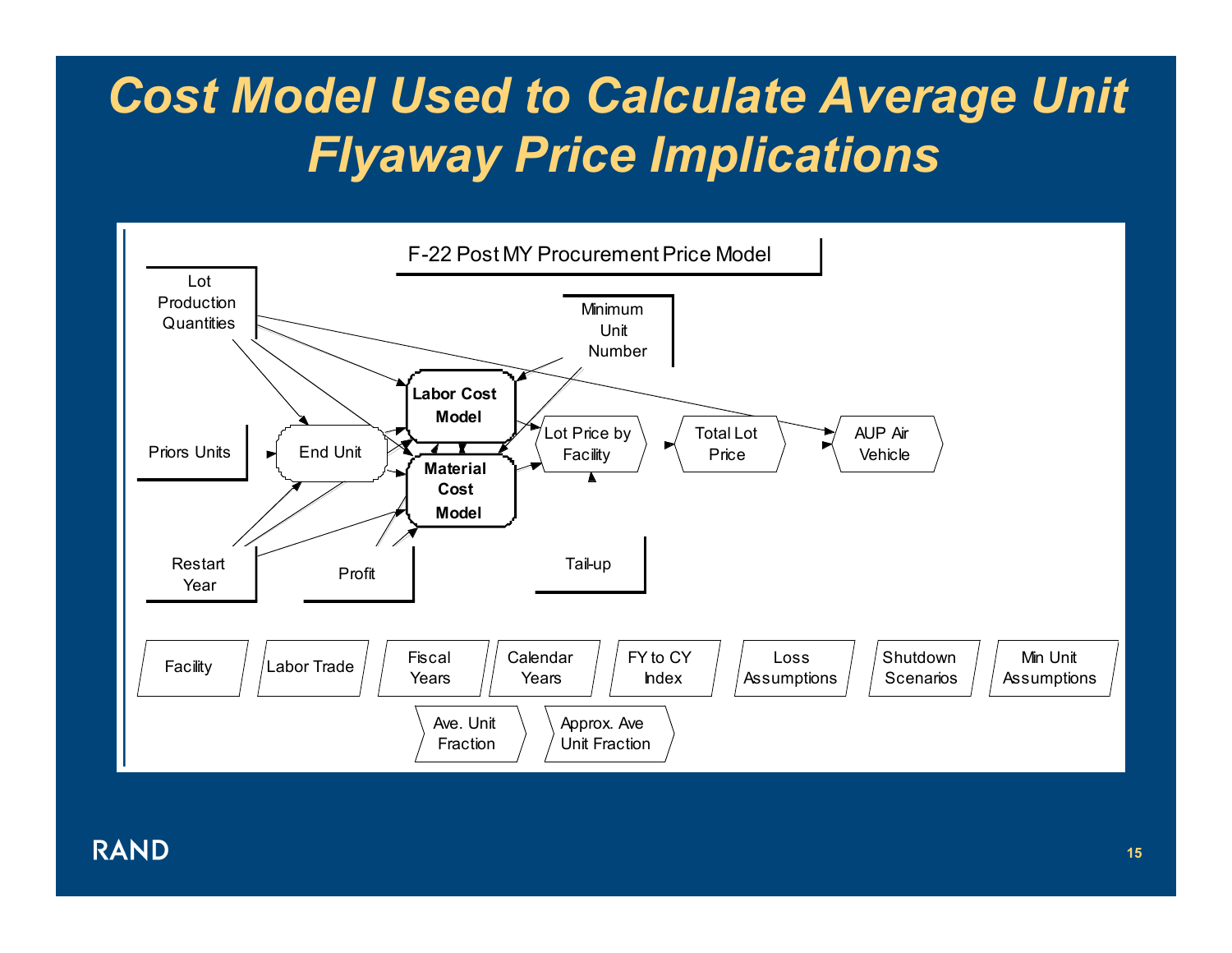# Cost Model Used to Calculate Average Unit Flyaway Price Implications

F-22 Post MY Procurement Price Model

Lot Production Quantities

Minimum Unit Number

Labor Cost Model

Priors Units

End Unit

Material Cost Model

Lot Price by Facility

Total Lot Price

AUP Air Vehicle

Restart Year

Profit

Tail-up

Facility

Labor Trade

Fiscal Years

Calendar Years

FY to CY Index

Loss Assumptions

Shutdown Scenarios

Min Unit Assumptions

Ave. Unit Fraction

Approx. Ave Unit Fraction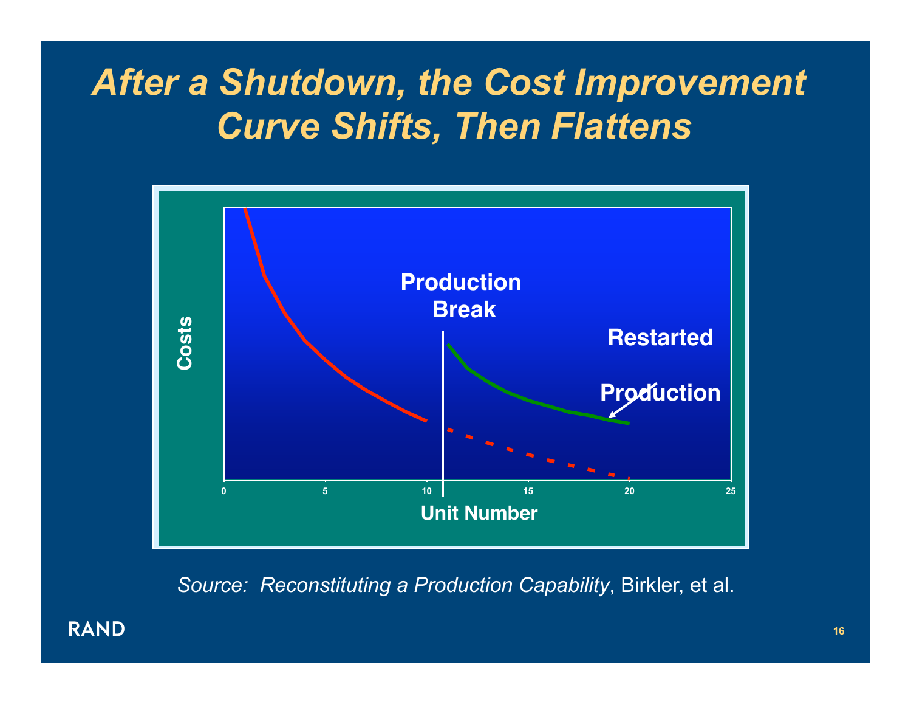# After a Shutdown, the Cost Improvement Curve Shifts, Then Flattens

Production Break

Restarted

Production

Costs

0
5
10
15
20
25

Unit Number

*Source: Reconstituting a Production Capability*, Birkler, et al.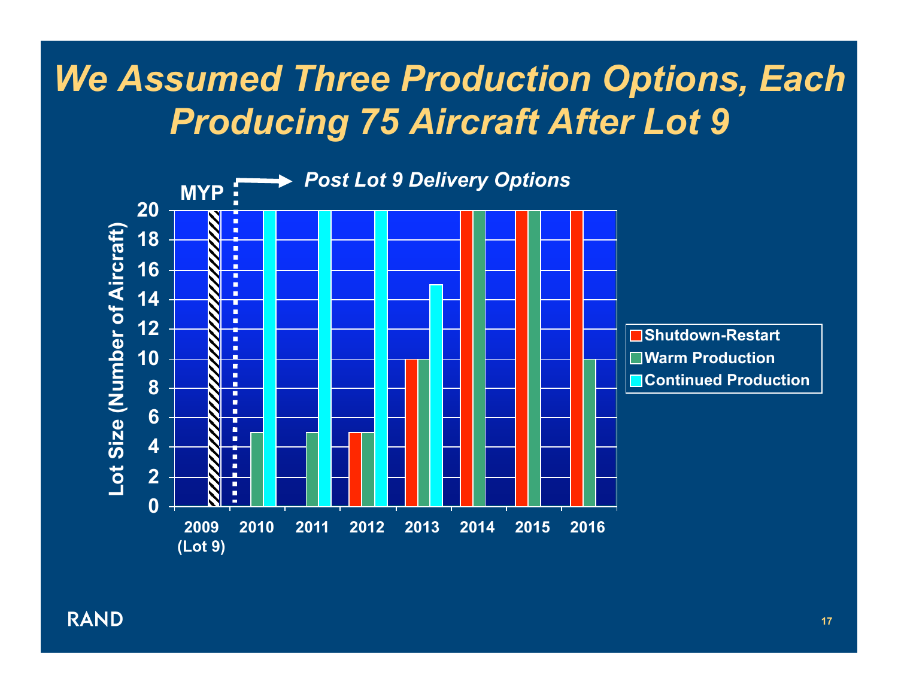# We Assumed Three Production Options, Each Producing 75 Aircraft After Lot 9

MYP

Post Lot 9 Delivery Options

Lot Size (Number of Aircraft)

0
2
4
6
8
10
12
14
16
18
20

2009 (Lot 9)
2010
2011
2012
2013
2014
2015
2016

Shutdown-Restart
Warm Production
Continued Production

RAND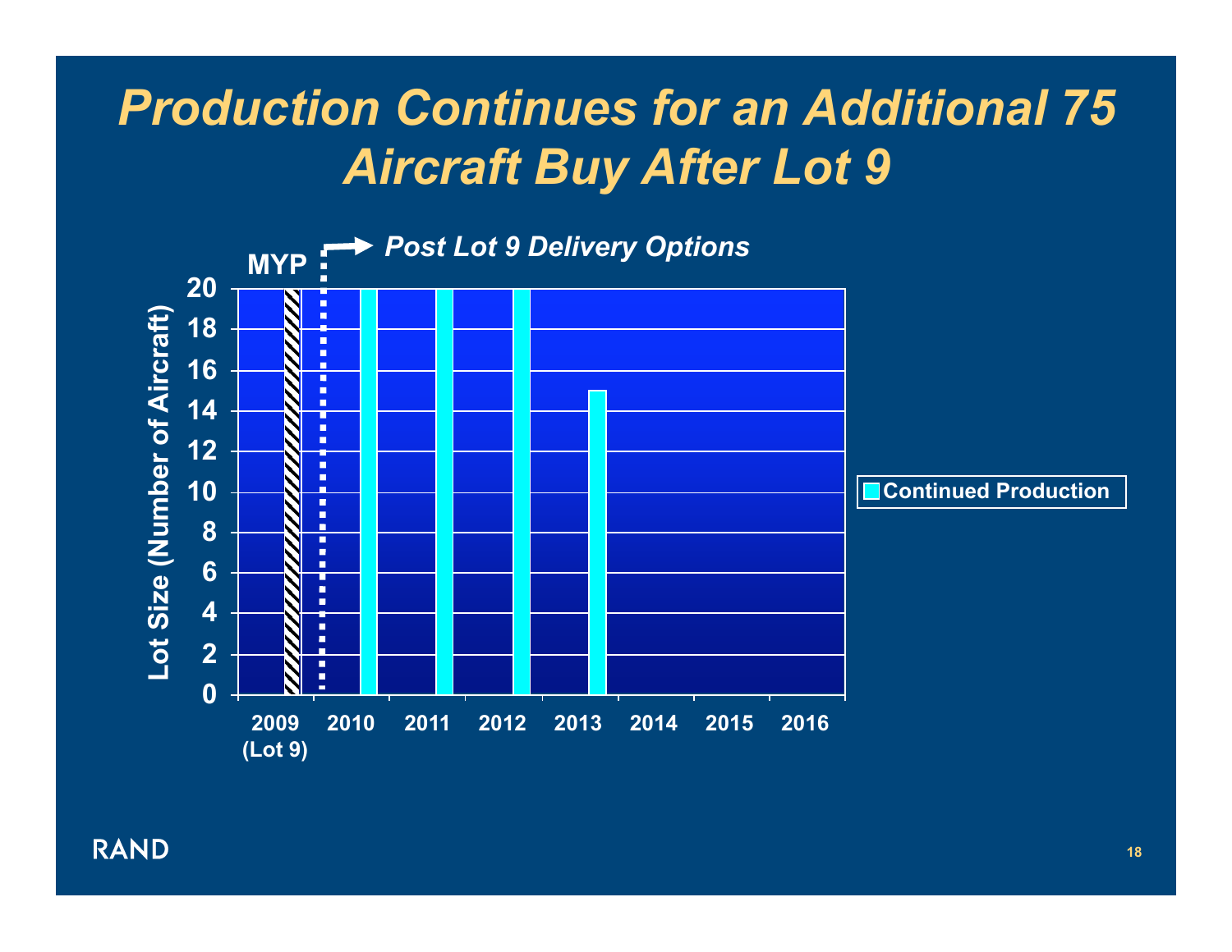# Production Continues for an Additional 75 Aircraft Buy After Lot 9

MYP

Post Lot 9 Delivery Options

Lot Size (Number of Aircraft)

20
18
16
14
12
10
8
6
4
2
0

2009 (Lot 9)
2010
2011
2012
2013
2014
2015
2016

Continued Production

RAND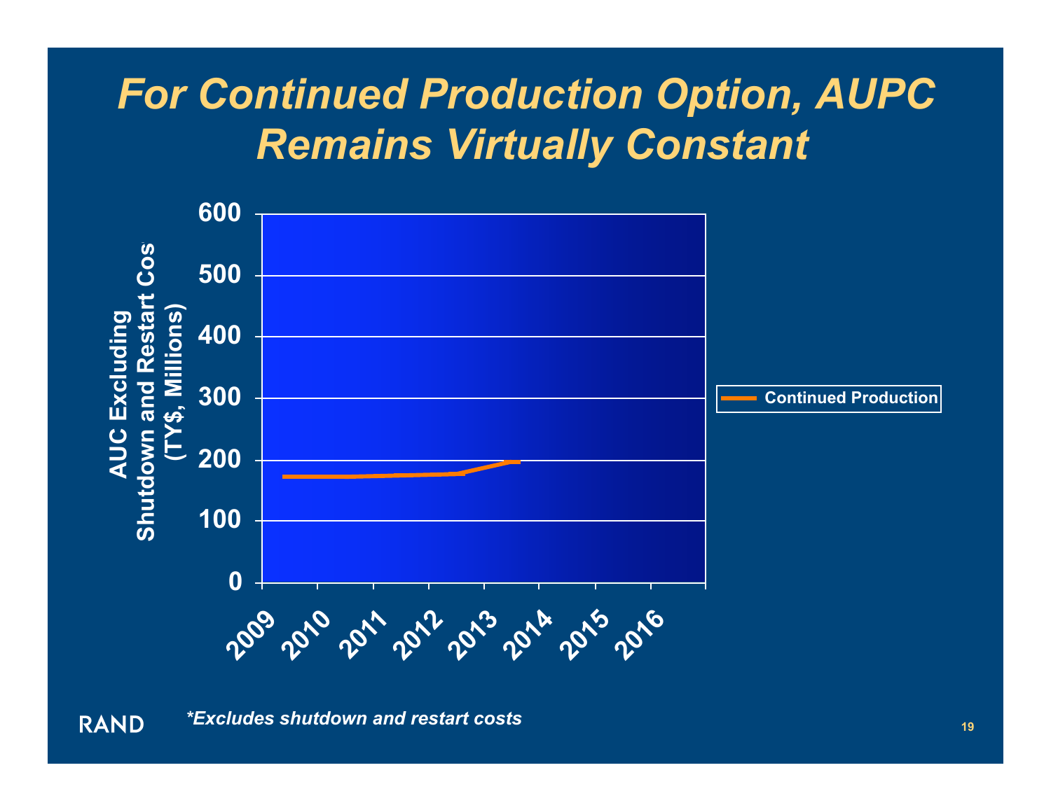# For Continued Production Option, AUPC Remains Virtually Constant

AUC Excluding Shutdown and Restart Cos (TY$, Millions)

600
500
400
300
200
100
0

2009
2010
2011
2012
2013
2014
2015
2016

Continued Production

*Excludes shutdown and restart costs

RAND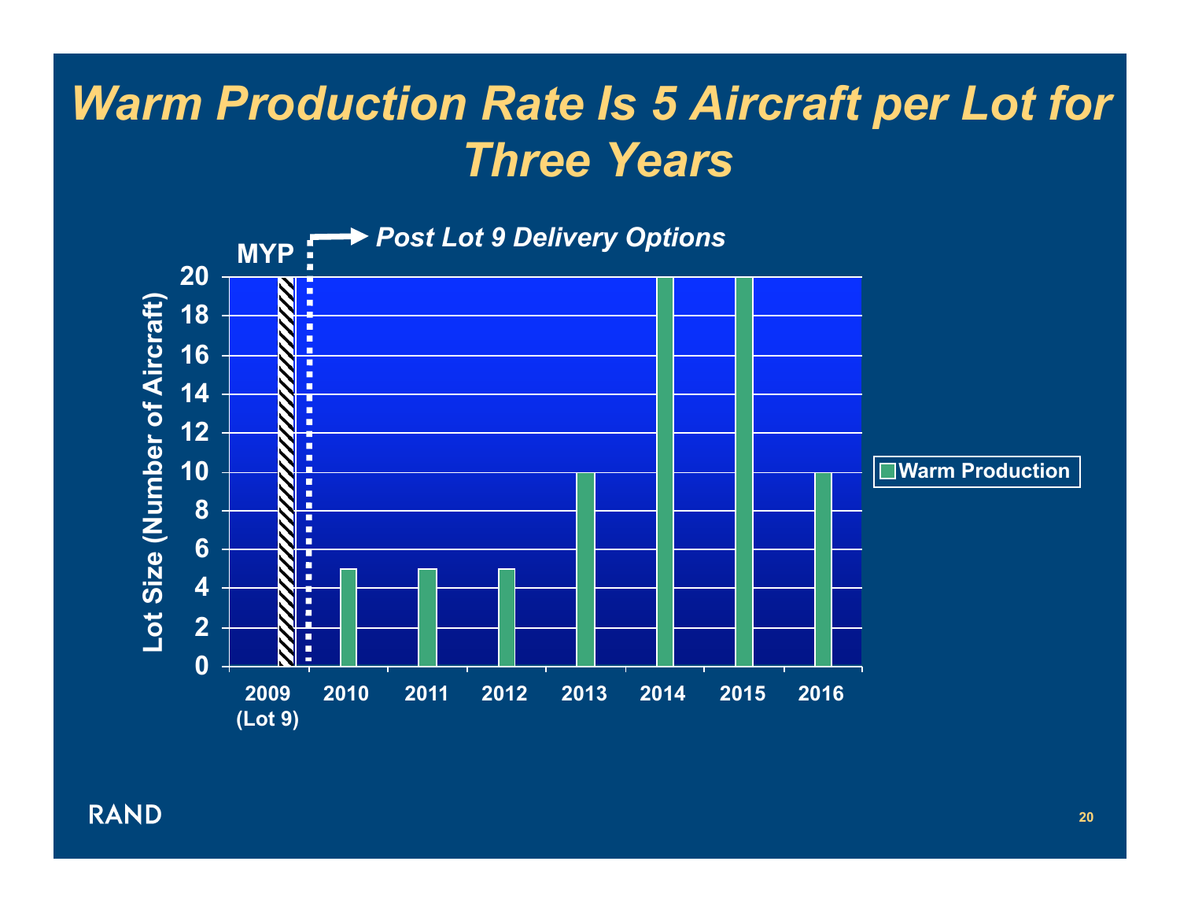# Warm Production Rate Is 5 Aircraft per Lot for Three Years

MYP

Post Lot 9 Delivery Options

Lot Size (Number of Aircraft)

20
18
16
14
12
10
8
6
4
2
0

2009 (Lot 9)
2010
2011
2012
2013
2014
2015
2016

Warm Production

RAND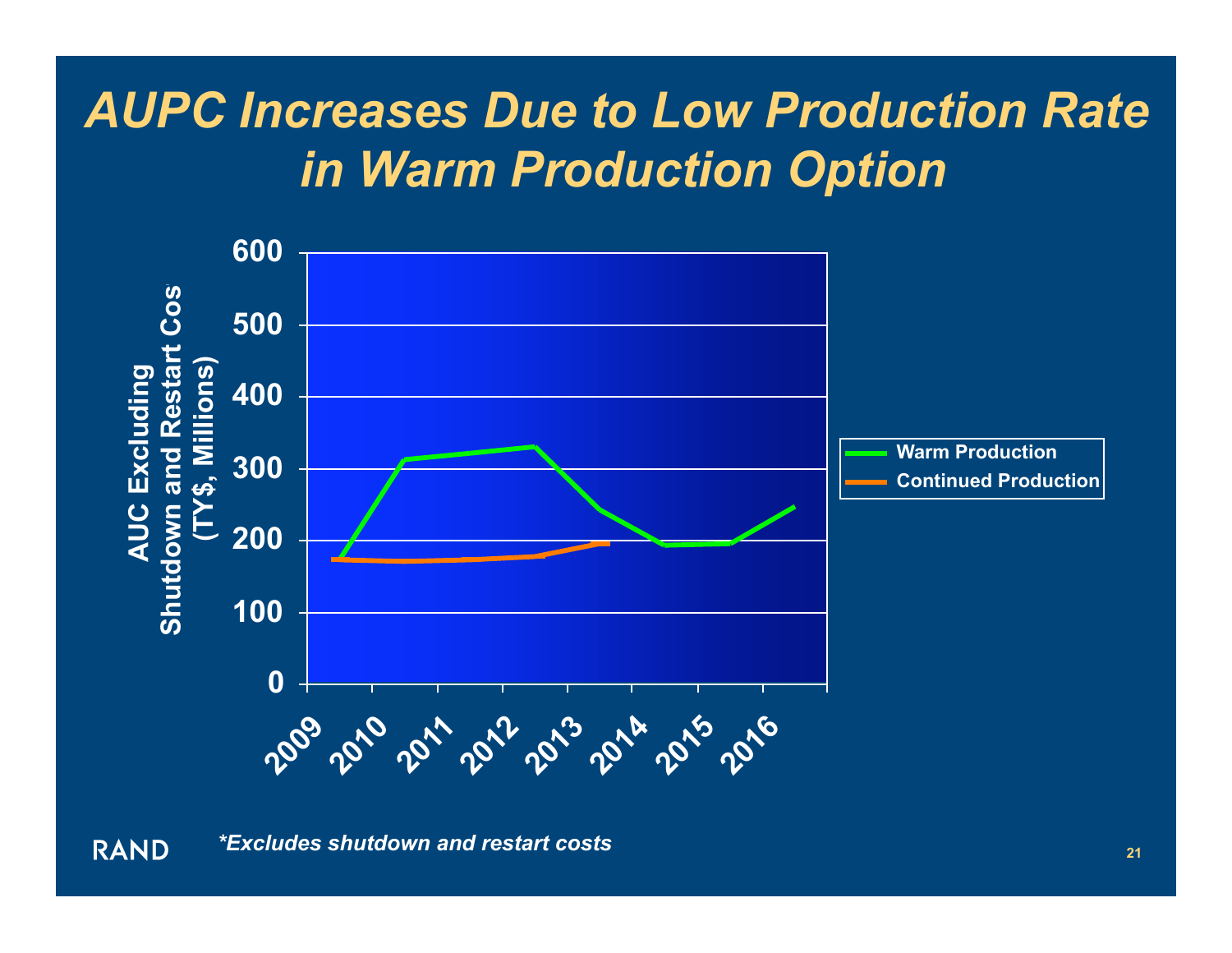# AUPC Increases Due to Low Production Rate in Warm Production Option

AUC Excluding Shutdown and Restart Cos (TY$, Millions)

600
500
400
300
200
100
0

2009 2010 2011 2012 2013 2014 2015 2016

Warm Production
Continued Production

*Excludes shutdown and restart costs

RAND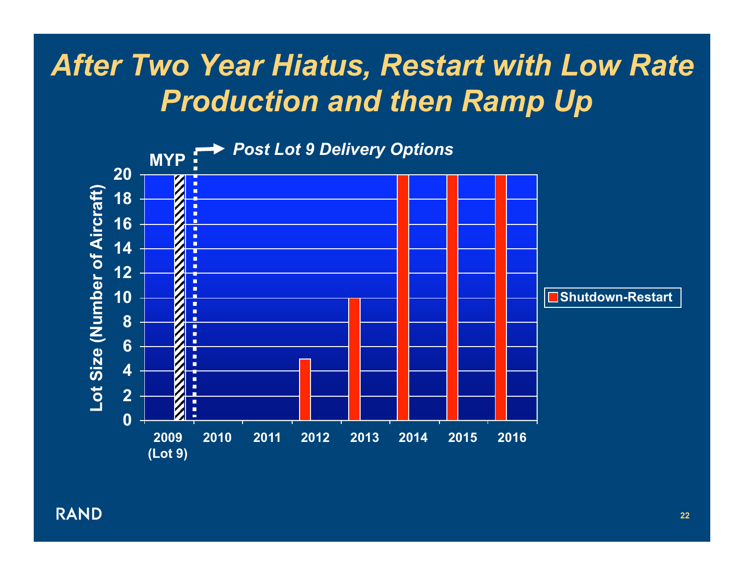# After Two Year Hiatus, Restart with Low Rate Production and then Ramp Up

MYP

Post Lot 9 Delivery Options

Lot Size (Number of Aircraft)

20
18
16
14
12
10
8
6
4
2
0

2009 (Lot 9)
2010
2011
2012
2013
2014
2015
2016

Shutdown-Restart

RAND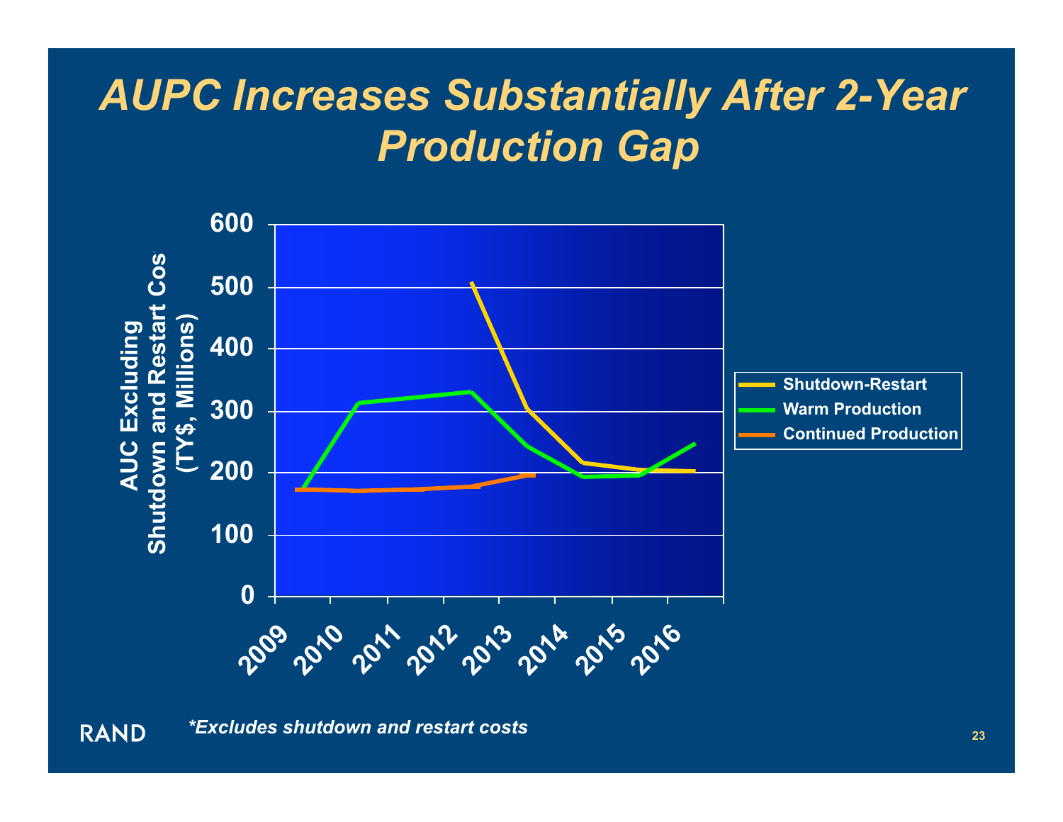# AUPC Increases Substantially After 2-Year Production Gap

AUC Excluding Shutdown and Restart Cos
(TY$, Millions)

600
500
400
300
200
100
0

2009
2010
2011
2012
2013
2014
2015
2016

Shutdown-Restart
Warm Production
Continued Production

RAND

*\*Excludes shutdown and restart costs*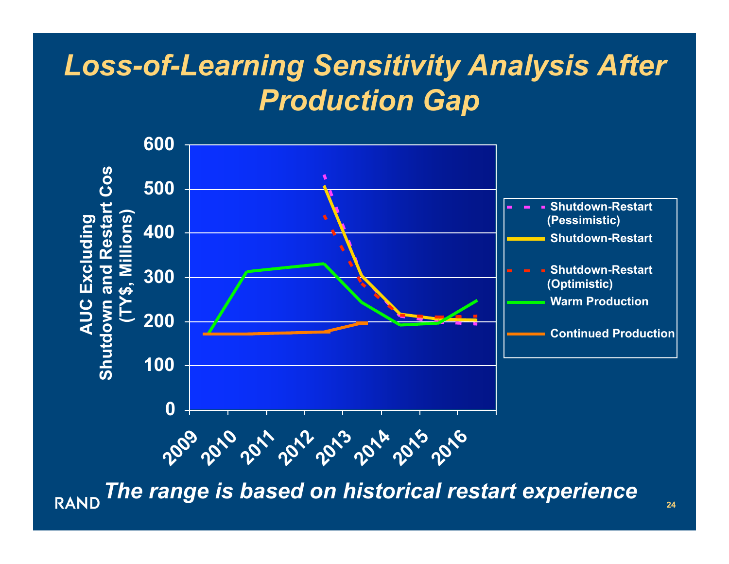# *Loss-of-Learning Sensitivity Analysis After Production Gap*

AUC Excluding Shutdown and Restart Cos (TY$, Millions)

600
500
400
300
200
100
0

2009
2010
2011
2012
2013
2014
2015
2016

Shutdown-Restart (Pessimistic)
Shutdown-Restart
Shutdown-Restart (Optimistic)
Warm Production
Continued Production

***The range is based on historical restart experience***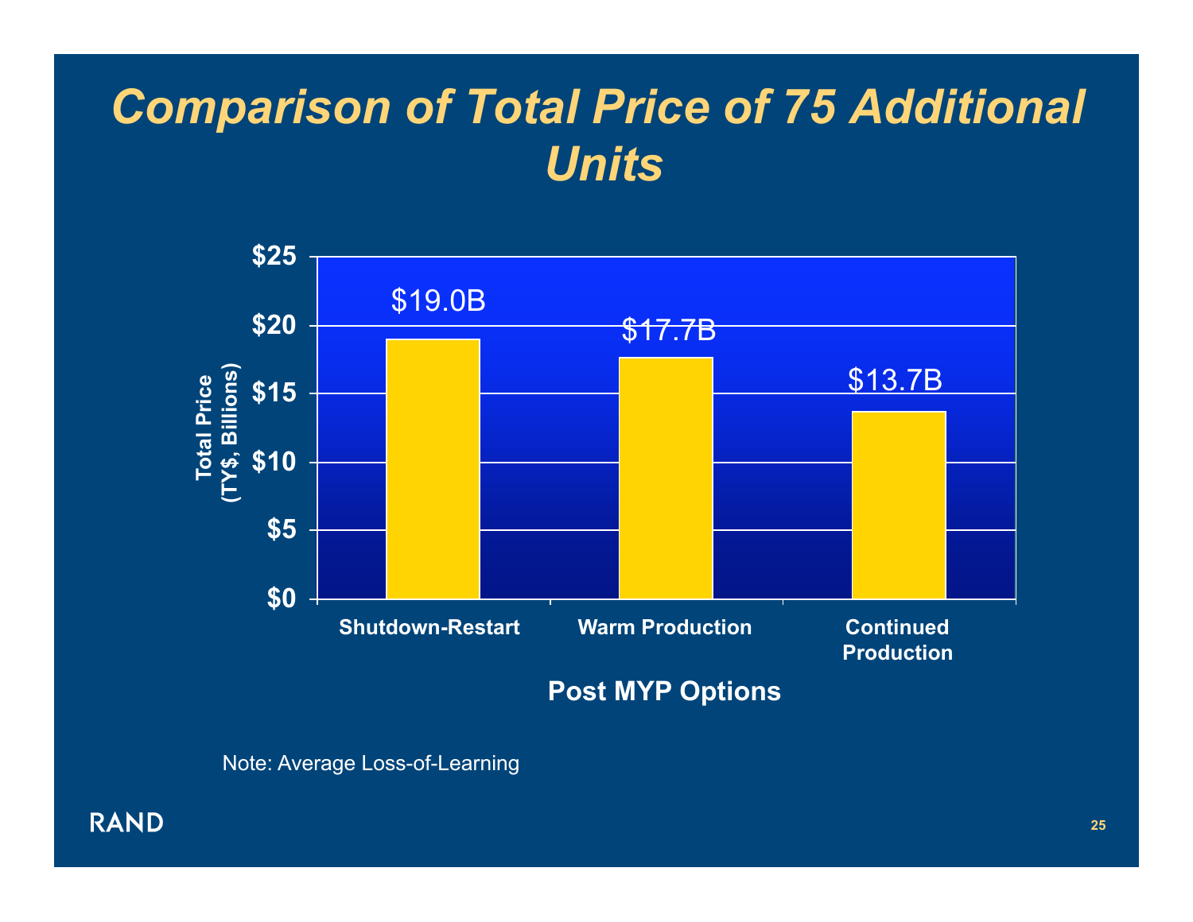# Comparison of Total Price of 75 Additional Units

$25
$20
$15
$10
$5
$0

Total Price (TY$, Billions)

$19.0B
$17.7B
$13.7B

Shutdown-Restart
Warm Production
Continued Production

Post MYP Options

Note: Average Loss-of-Learning

RAND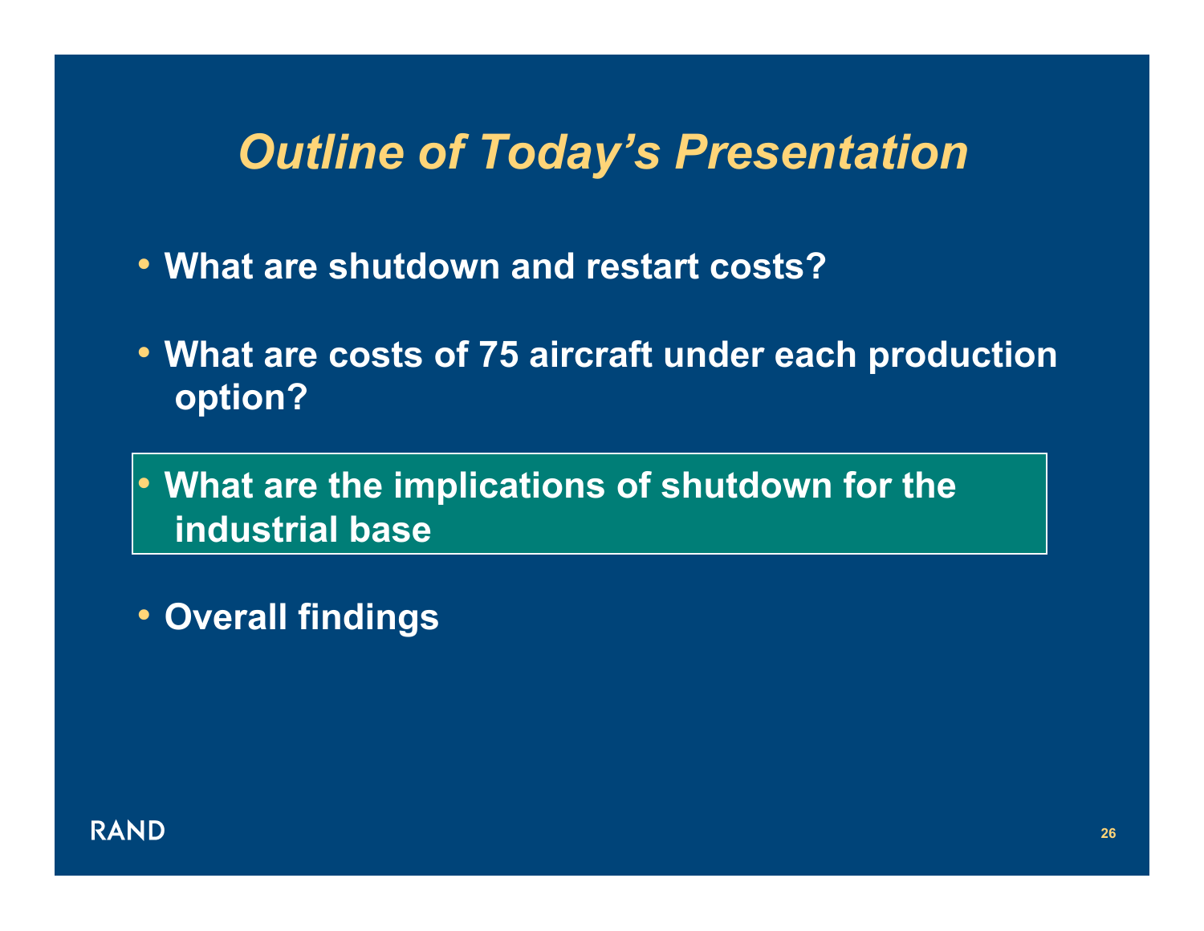# *Outline of Today's Presentation*

- **What are shutdown and restart costs?**
- **What are costs of 75 aircraft under each production option?**
- **What are the implications of shutdown for the industrial base**
- **Overall findings**

RAND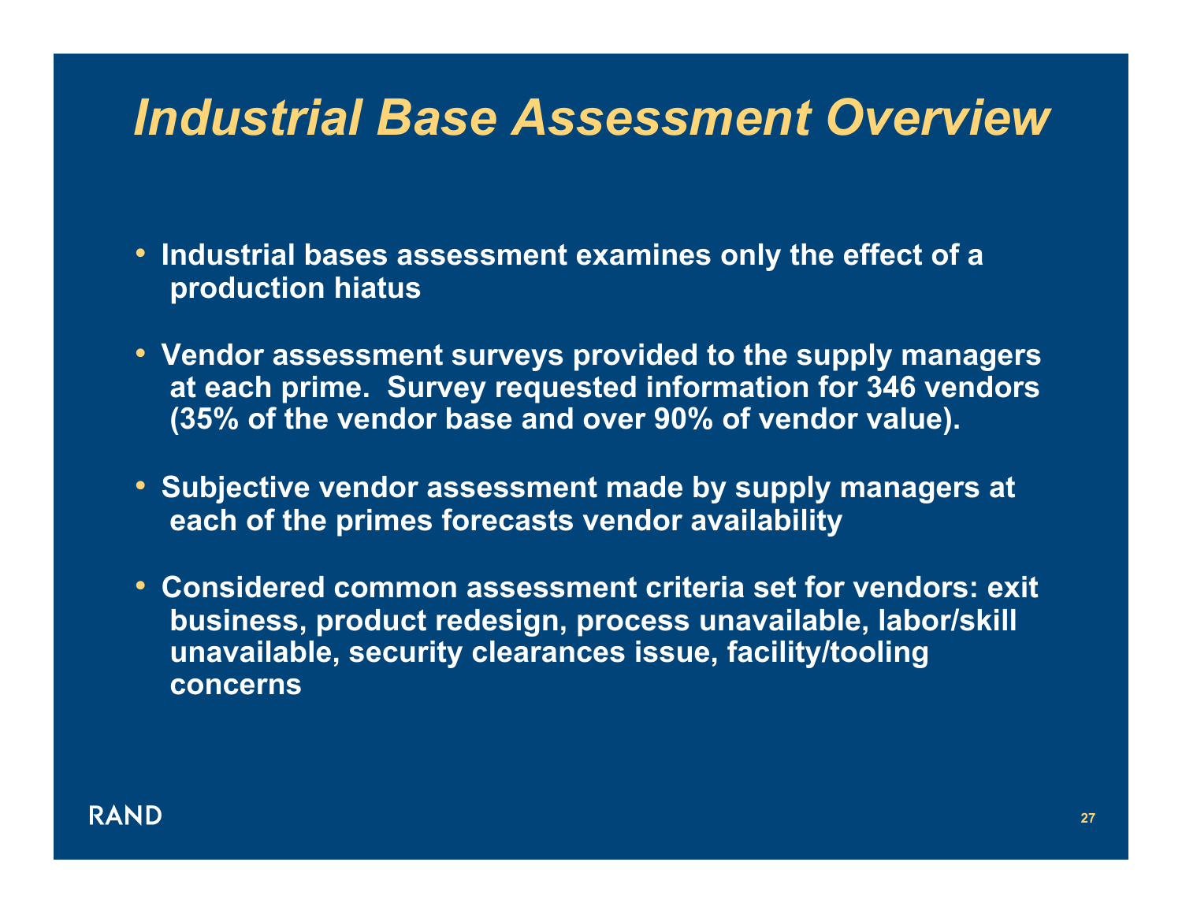# Industrial Base Assessment Overview

- Industrial bases assessment examines only the effect of a production hiatus
- Vendor assessment surveys provided to the supply managers at each prime. Survey requested information for 346 vendors (35% of the vendor base and over 90% of vendor value).
- Subjective vendor assessment made by supply managers at each of the primes forecasts vendor availability
- Considered common assessment criteria set for vendors: exit business, product redesign, process unavailable, labor/skill unavailable, security clearances issue, facility/tooling concerns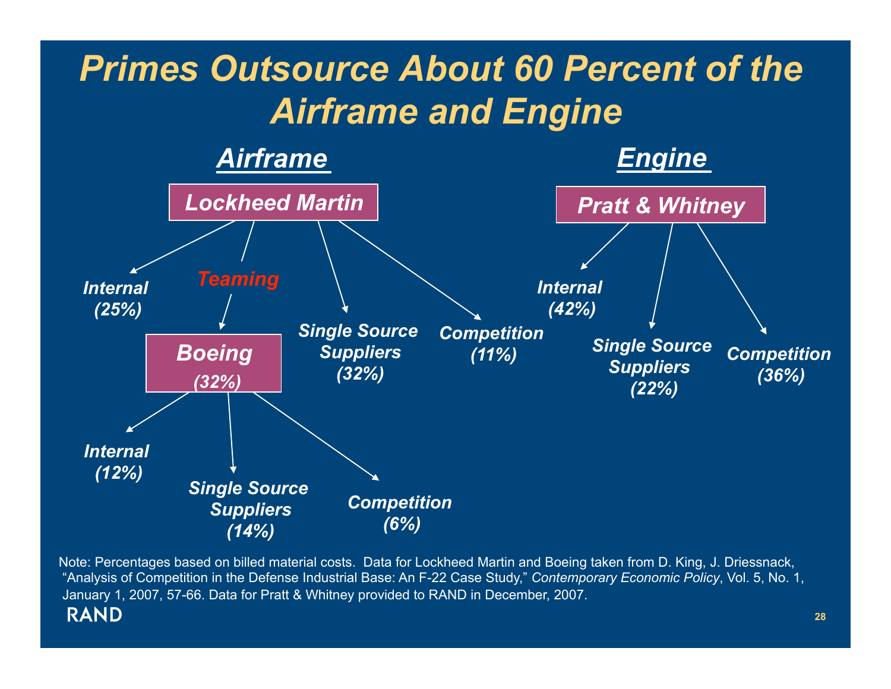# Primes Outsource About 60 Percent of the Airframe and Engine

## Airframe

**Lockheed Martin**

- *Internal (25%)*
- *Teaming* → **Boeing (32%)**
  - *Internal (12%)*
  - *Single Source Suppliers (14%)*
  - *Competition (6%)*
- *Single Source Suppliers (32%)*
- *Competition (11%)*

## Engine

**Pratt & Whitney**

- *Internal (42%)*
- *Single Source Suppliers (22%)*
- *Competition (36%)*

Note: Percentages based on billed material costs. Data for Lockheed Martin and Boeing taken from D. King, J. Driessnack, "Analysis of Competition in the Defense Industrial Base: An F-22 Case Study," *Contemporary Economic Policy*, Vol. 5, No. 1, January 1, 2007, 57-66. Data for Pratt & Whitney provided to RAND in December, 2007.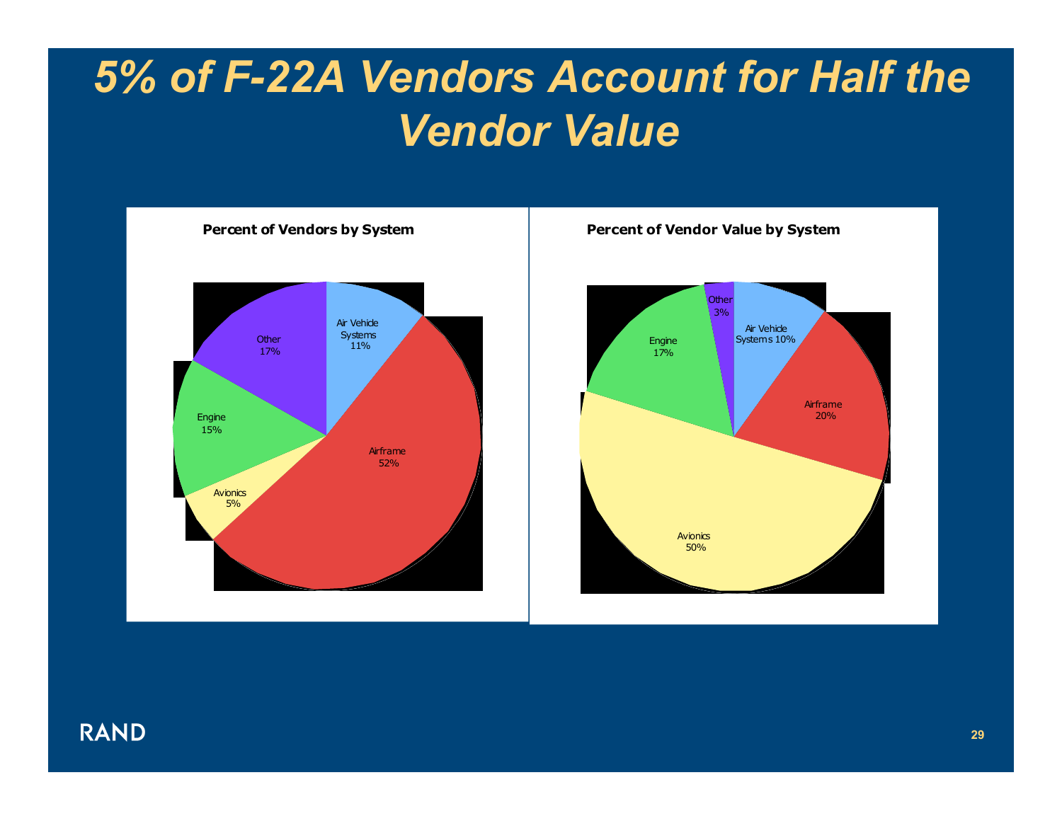# 5% of F-22A Vendors Account for Half the Vendor Value

**Percent of Vendors by System**

Air Vehicle Systems 11%

Airframe 52%

Avionics 5%

Engine 15%

Other 17%

**Percent of Vendor Value by System**

Other 3%

Air Vehicle Systems 10%

Airframe 20%

Avionics 50%

Engine 17%

RAND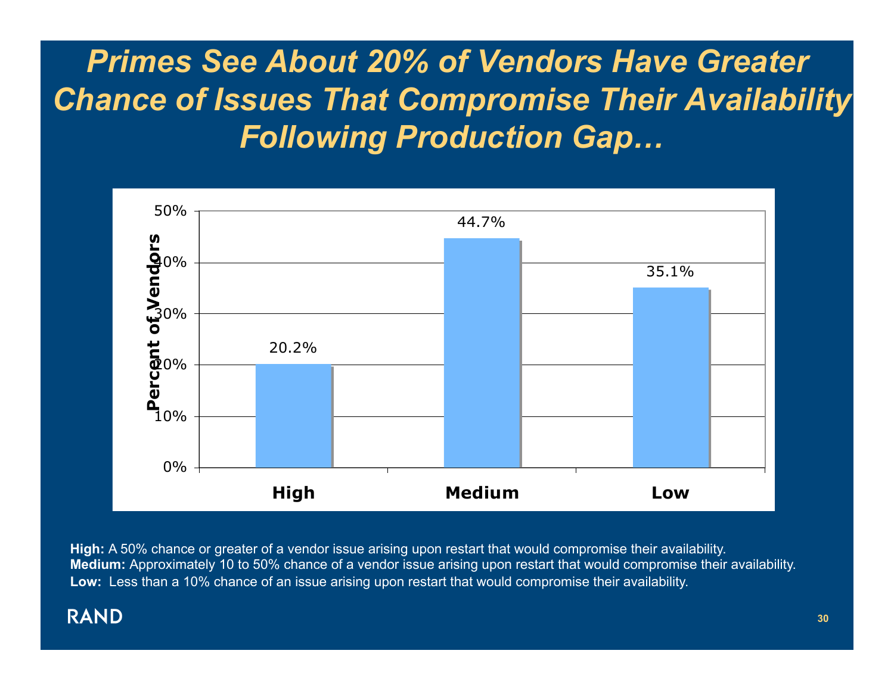# Primes See About 20% of Vendors Have Greater Chance of Issues That Compromise Their Availability Following Production Gap…

Percent of Vendors

50%
40%
30%
20%
10%
0%

20.2%
44.7%
35.1%

High
Medium
Low

**High:** A 50% chance or greater of a vendor issue arising upon restart that would compromise their availability.
**Medium:** Approximately 10 to 50% chance of a vendor issue arising upon restart that would compromise their availability.
**Low:** Less than a 10% chance of an issue arising upon restart that would compromise their availability.

RAND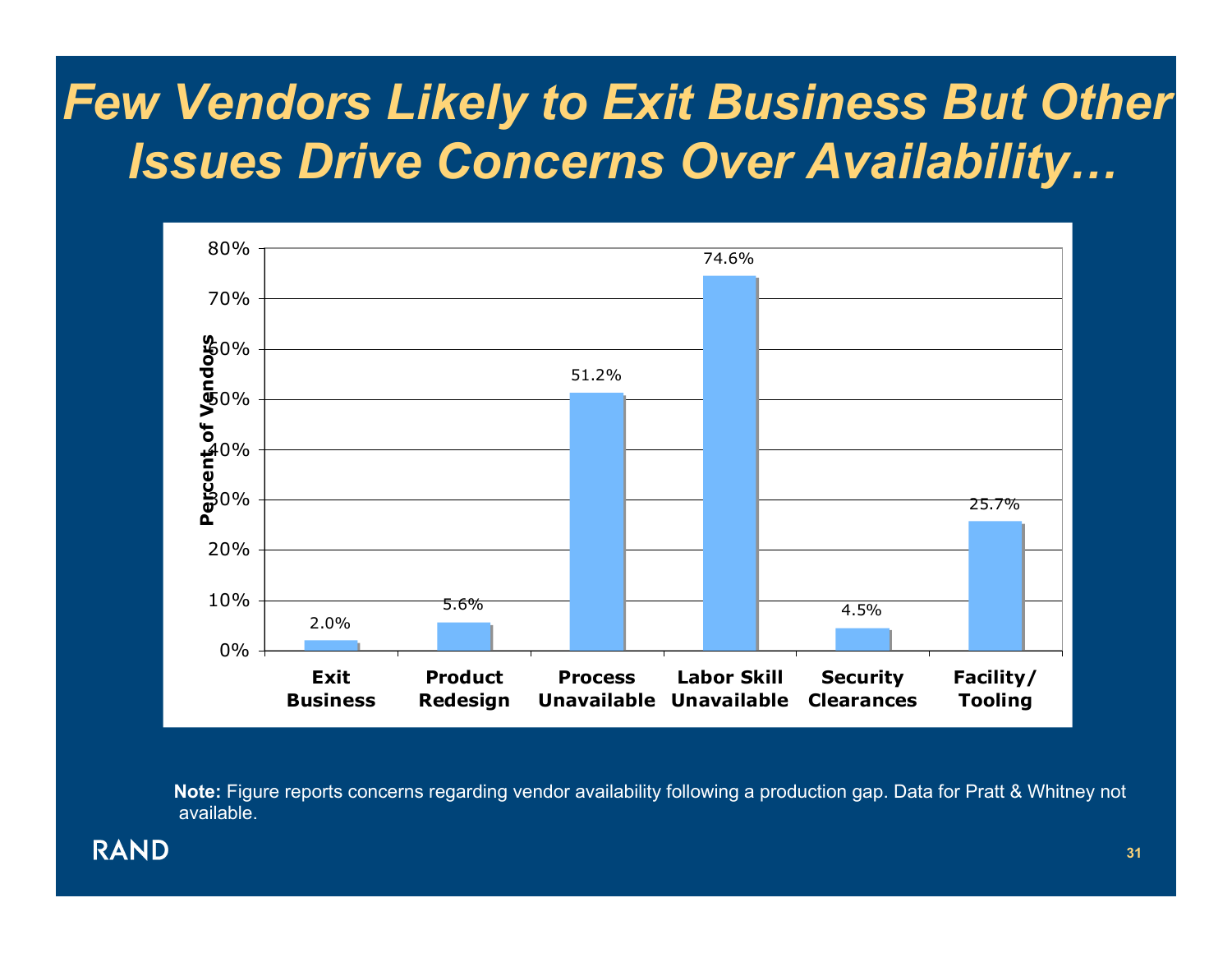# Few Vendors Likely to Exit Business But Other Issues Drive Concerns Over Availability…

Percent of Vendors

80%
70%
60%
50%
40%
30%
20%
10%
0%

2.0%
5.6%
51.2%
74.6%
4.5%
25.7%

Exit Business
Product Redesign
Process Unavailable
Labor Skill Unavailable
Security Clearances
Facility/ Tooling

**Note:** Figure reports concerns regarding vendor availability following a production gap. Data for Pratt & Whitney not available.

RAND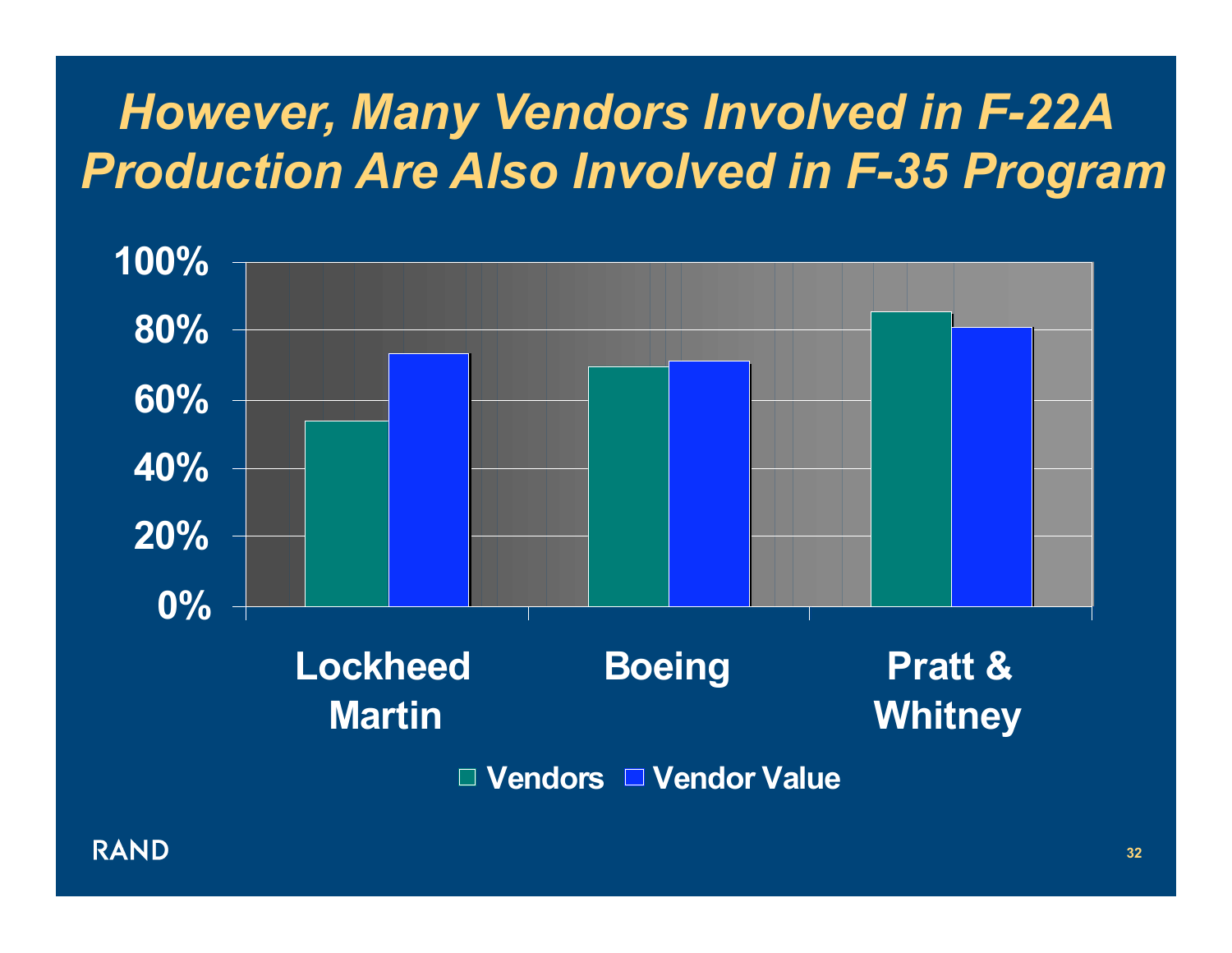# However, Many Vendors Involved in F-22A Production Are Also Involved in F-35 Program

100%
80%
60%
40%
20%
0%

Lockheed Martin
Boeing
Pratt & Whitney

Vendors
Vendor Value

RAND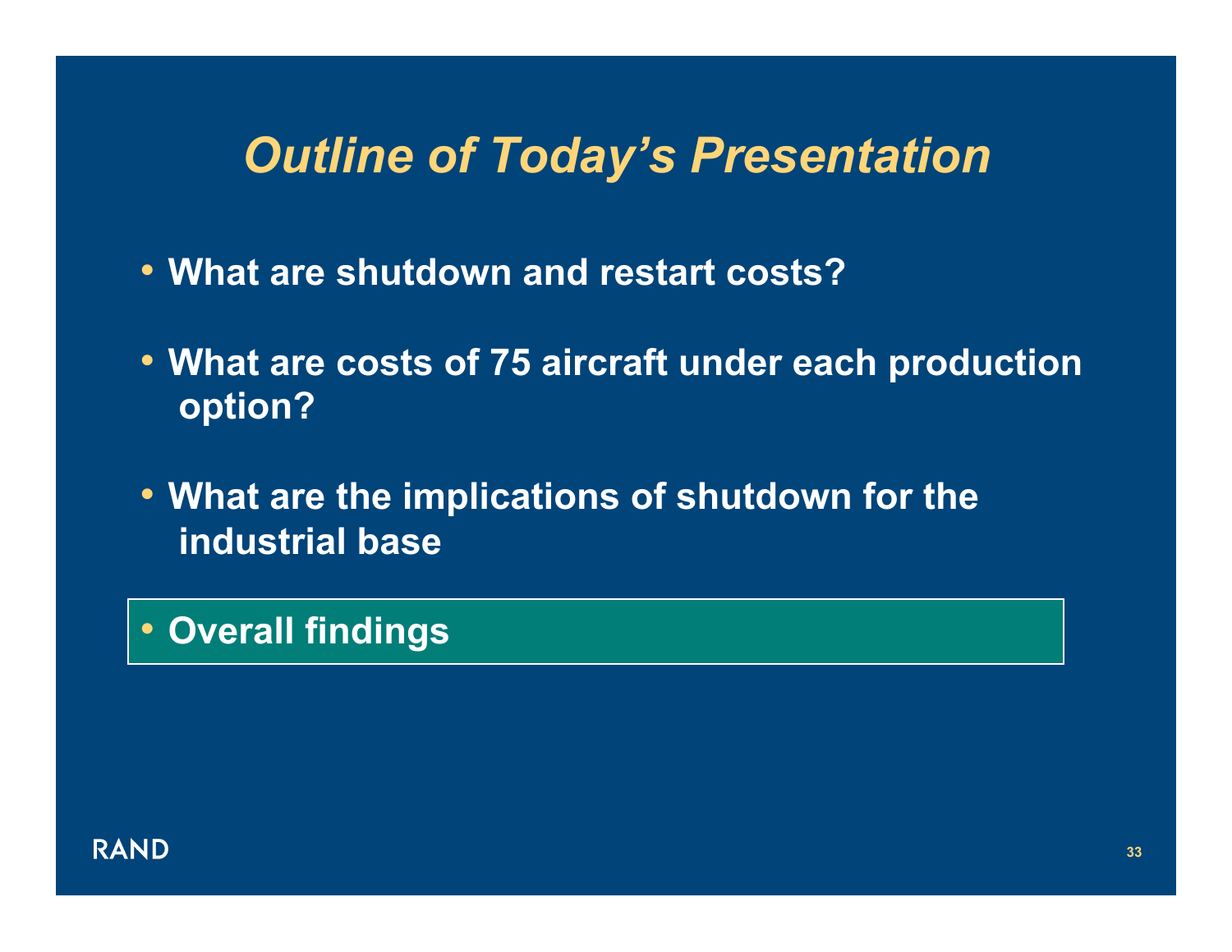# Outline of Today's Presentation

- What are shutdown and restart costs?
- What are costs of 75 aircraft under each production option?
- What are the implications of shutdown for the industrial base
- **Overall findings**

RAND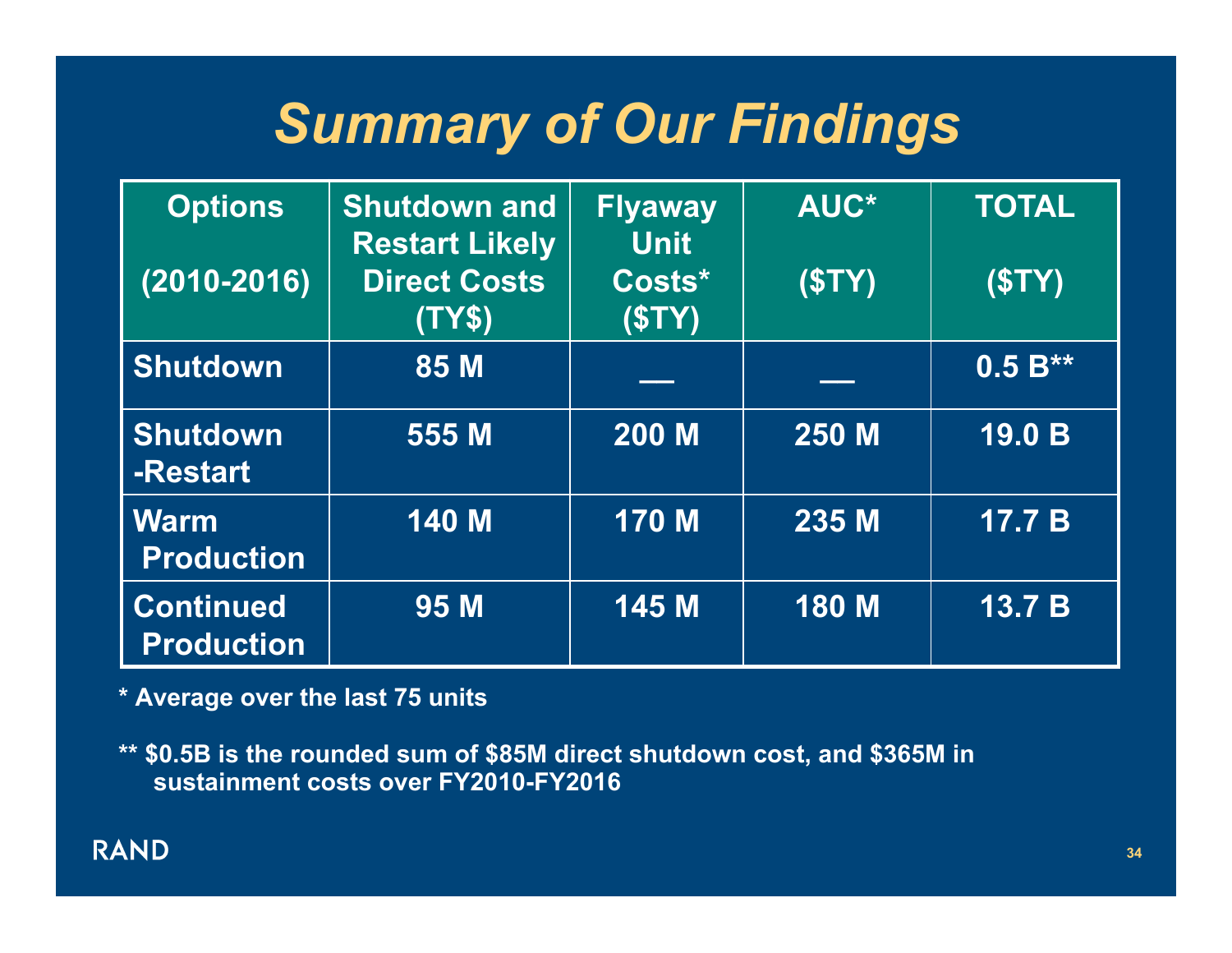# *Summary of Our Findings*

| Options (2010-2016) | Shutdown and Restart Likely Direct Costs (TY$) | Flyaway Unit Costs* ($TY) | AUC* ($TY) | TOTAL ($TY) |
|---|---|---|---|---|
| Shutdown | 85 M | __ | __ | 0.5 B** |
| Shutdown -Restart | 555 M | 200 M | 250 M | 19.0 B |
| Warm Production | 140 M | 170 M | 235 M | 17.7 B |
| Continued Production | 95 M | 145 M | 180 M | 13.7 B |

\* Average over the last 75 units

** $0.5B is the rounded sum of $85M direct shutdown cost, and $365M in sustainment costs over FY2010-FY2016

RAND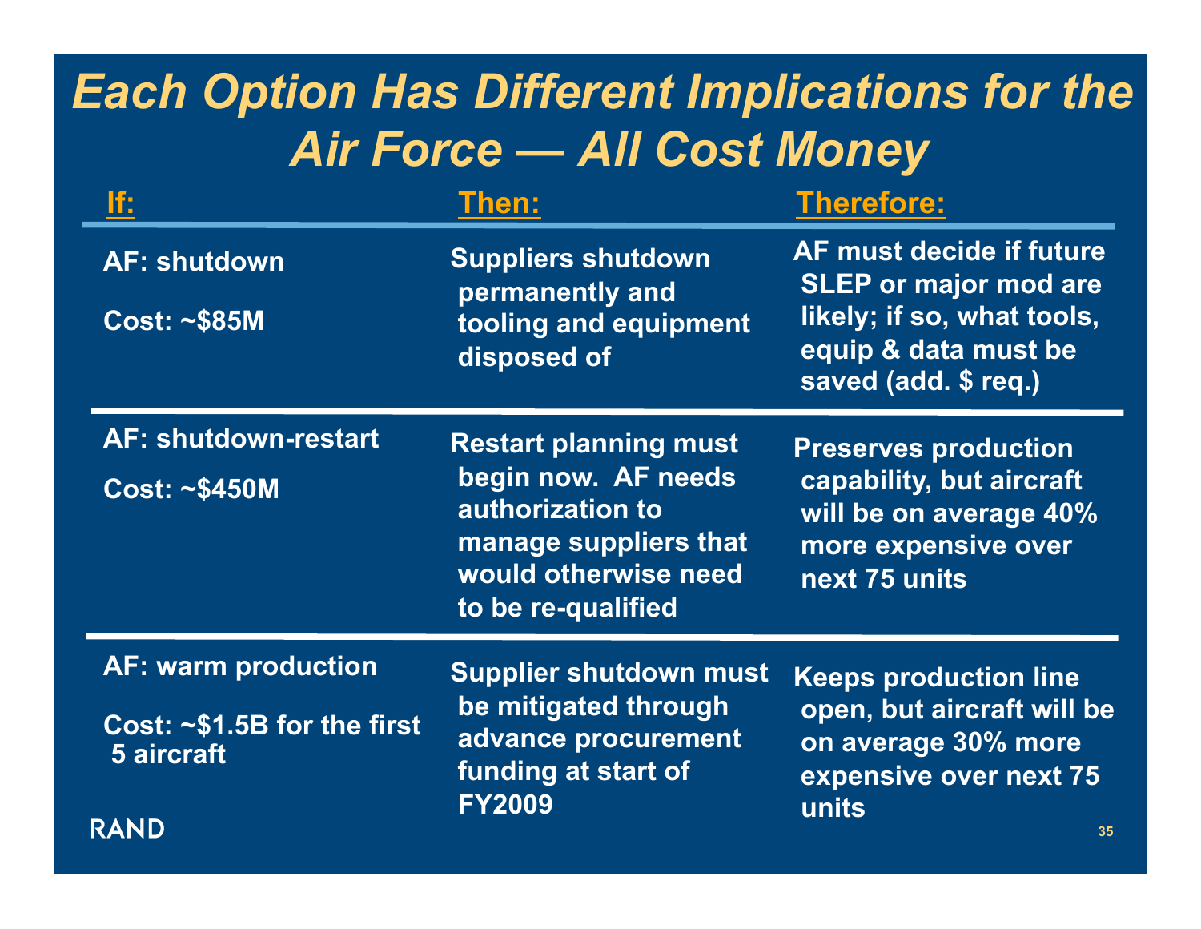# Each Option Has Different Implications for the Air Force — All Cost Money

| If: | Then: | Therefore: |
|---|---|---|
| AF: shutdown<br><br>Cost: ~$85M | Suppliers shutdown permanently and tooling and equipment disposed of | AF must decide if future SLEP or major mod are likely; if so, what tools, equip & data must be saved (add. $ req.) |
| AF: shutdown-restart<br><br>Cost: ~$450M | Restart planning must begin now. AF needs authorization to manage suppliers that would otherwise need to be re-qualified | Preserves production capability, but aircraft will be on average 40% more expensive over next 75 units |
| AF: warm production<br><br>Cost: ~$1.5B for the first 5 aircraft | Supplier shutdown must be mitigated through advance procurement funding at start of FY2009 | Keeps production line open, but aircraft will be on average 30% more expensive over next 75 units |

RAND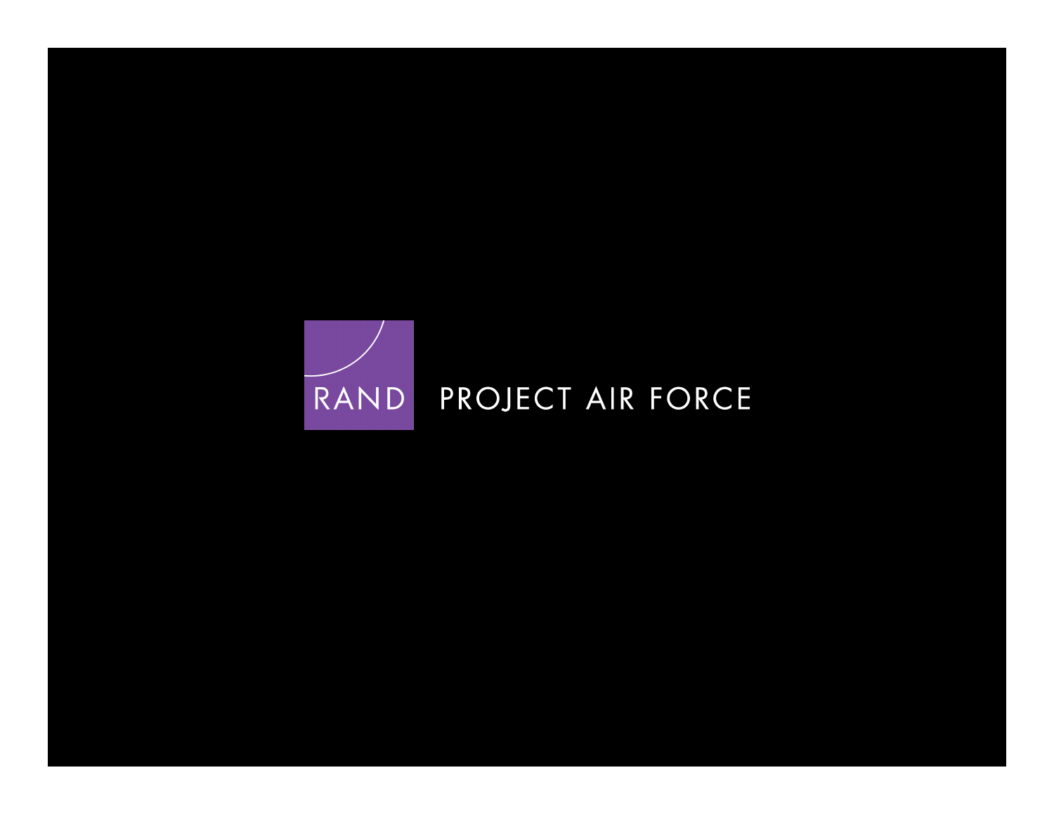RAND PROJECT AIR FORCE